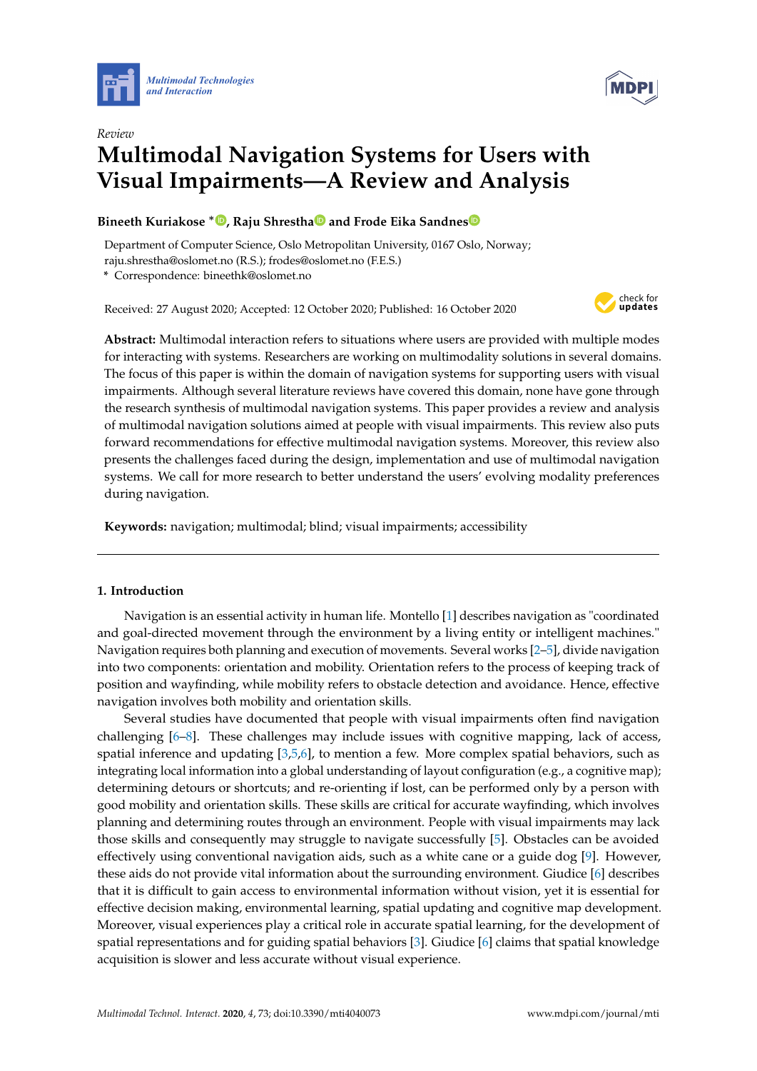Review

# Multimodal Navigation Systems for Users with Visual Impairments—A Review and Analysis

**Bineeth Kuriakose \*, Raju Shrestha and Frode Eika Sandnes**

Department of Computer Science, Oslo Metropolitan University, 0167 Oslo, Norway; raju.shrestha@oslomet.no (R.S.); frodes@oslomet.no (F.E.S.)
\* Correspondence: bineethk@oslomet.no

Received: 27 August 2020; Accepted: 12 October 2020; Published: 16 October 2020

**Abstract:** Multimodal interaction refers to situations where users are provided with multiple modes for interacting with systems. Researchers are working on multimodality solutions in several domains. The focus of this paper is within the domain of navigation systems for supporting users with visual impairments. Although several literature reviews have covered this domain, none have gone through the research synthesis of multimodal navigation systems. This paper provides a review and analysis of multimodal navigation solutions aimed at people with visual impairments. This review also puts forward recommendations for effective multimodal navigation systems. Moreover, this review also presents the challenges faced during the design, implementation and use of multimodal navigation systems. We call for more research to better understand the users' evolving modality preferences during navigation.

**Keywords:** navigation; multimodal; blind; visual impairments; accessibility

## 1. Introduction

Navigation is an essential activity in human life. Montello [1] describes navigation as "coordinated and goal-directed movement through the environment by a living entity or intelligent machines." Navigation requires both planning and execution of movements. Several works [2–5], divide navigation into two components: orientation and mobility. Orientation refers to the process of keeping track of position and wayfinding, while mobility refers to obstacle detection and avoidance. Hence, effective navigation involves both mobility and orientation skills.

Several studies have documented that people with visual impairments often find navigation challenging [6–8]. These challenges may include issues with cognitive mapping, lack of access, spatial inference and updating [3,5,6], to mention a few. More complex spatial behaviors, such as integrating local information into a global understanding of layout configuration (e.g., a cognitive map); determining detours or shortcuts; and re-orienting if lost, can be performed only by a person with good mobility and orientation skills. These skills are critical for accurate wayfinding, which involves planning and determining routes through an environment. People with visual impairments may lack those skills and consequently may struggle to navigate successfully [5]. Obstacles can be avoided effectively using conventional navigation aids, such as a white cane or a guide dog [9]. However, these aids do not provide vital information about the surrounding environment. Giudice [6] describes that it is difficult to gain access to environmental information without vision, yet it is essential for effective decision making, environmental learning, spatial updating and cognitive map development. Moreover, visual experiences play a critical role in accurate spatial learning, for the development of spatial representations and for guiding spatial behaviors [3]. Giudice [6] claims that spatial knowledge acquisition is slower and less accurate without visual experience.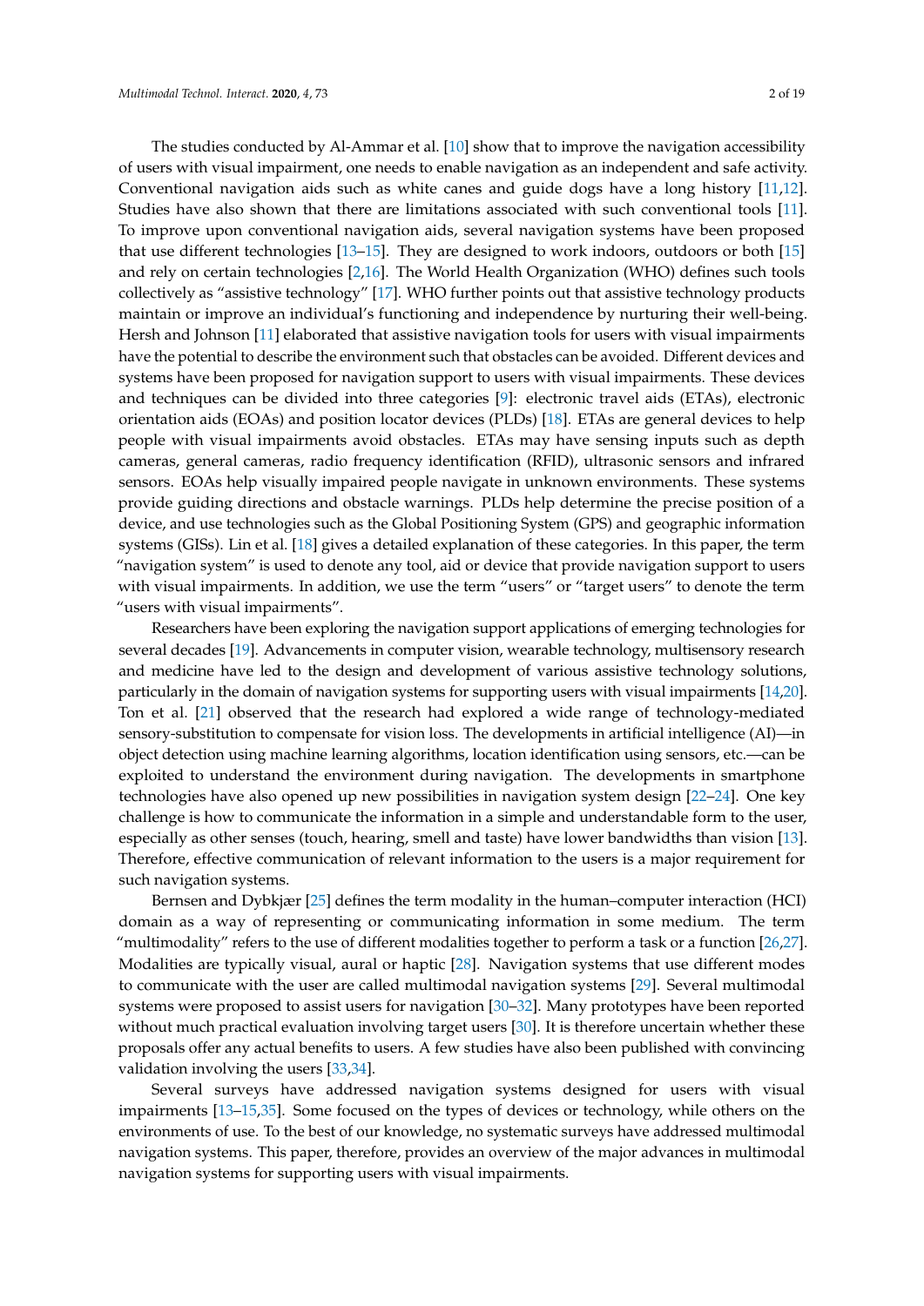The studies conducted by Al-Ammar et al. [10] show that to improve the navigation accessibility of users with visual impairment, one needs to enable navigation as an independent and safe activity. Conventional navigation aids such as white canes and guide dogs have a long history [11,12]. Studies have also shown that there are limitations associated with such conventional tools [11]. To improve upon conventional navigation aids, several navigation systems have been proposed that use different technologies [13–15]. They are designed to work indoors, outdoors or both [15] and rely on certain technologies [2,16]. The World Health Organization (WHO) defines such tools collectively as "assistive technology" [17]. WHO further points out that assistive technology products maintain or improve an individual's functioning and independence by nurturing their well-being. Hersh and Johnson [11] elaborated that assistive navigation tools for users with visual impairments have the potential to describe the environment such that obstacles can be avoided. Different devices and systems have been proposed for navigation support to users with visual impairments. These devices and techniques can be divided into three categories [9]: electronic travel aids (ETAs), electronic orientation aids (EOAs) and position locator devices (PLDs) [18]. ETAs are general devices to help people with visual impairments avoid obstacles. ETAs may have sensing inputs such as depth cameras, general cameras, radio frequency identification (RFID), ultrasonic sensors and infrared sensors. EOAs help visually impaired people navigate in unknown environments. These systems provide guiding directions and obstacle warnings. PLDs help determine the precise position of a device, and use technologies such as the Global Positioning System (GPS) and geographic information systems (GISs). Lin et al. [18] gives a detailed explanation of these categories. In this paper, the term "navigation system" is used to denote any tool, aid or device that provide navigation support to users with visual impairments. In addition, we use the term "users" or "target users" to denote the term "users with visual impairments".

Researchers have been exploring the navigation support applications of emerging technologies for several decades [19]. Advancements in computer vision, wearable technology, multisensory research and medicine have led to the design and development of various assistive technology solutions, particularly in the domain of navigation systems for supporting users with visual impairments [14,20]. Ton et al. [21] observed that the research had explored a wide range of technology-mediated sensory-substitution to compensate for vision loss. The developments in artificial intelligence (AI)—in object detection using machine learning algorithms, location identification using sensors, etc.—can be exploited to understand the environment during navigation. The developments in smartphone technologies have also opened up new possibilities in navigation system design [22–24]. One key challenge is how to communicate the information in a simple and understandable form to the user, especially as other senses (touch, hearing, smell and taste) have lower bandwidths than vision [13]. Therefore, effective communication of relevant information to the users is a major requirement for such navigation systems.

Bernsen and Dybkjær [25] defines the term modality in the human–computer interaction (HCI) domain as a way of representing or communicating information in some medium. The term "multimodality" refers to the use of different modalities together to perform a task or a function [26,27]. Modalities are typically visual, aural or haptic [28]. Navigation systems that use different modes to communicate with the user are called multimodal navigation systems [29]. Several multimodal systems were proposed to assist users for navigation [30–32]. Many prototypes have been reported without much practical evaluation involving target users [30]. It is therefore uncertain whether these proposals offer any actual benefits to users. A few studies have also been published with convincing validation involving the users [33,34].

Several surveys have addressed navigation systems designed for users with visual impairments [13–15,35]. Some focused on the types of devices or technology, while others on the environments of use. To the best of our knowledge, no systematic surveys have addressed multimodal navigation systems. This paper, therefore, provides an overview of the major advances in multimodal navigation systems for supporting users with visual impairments.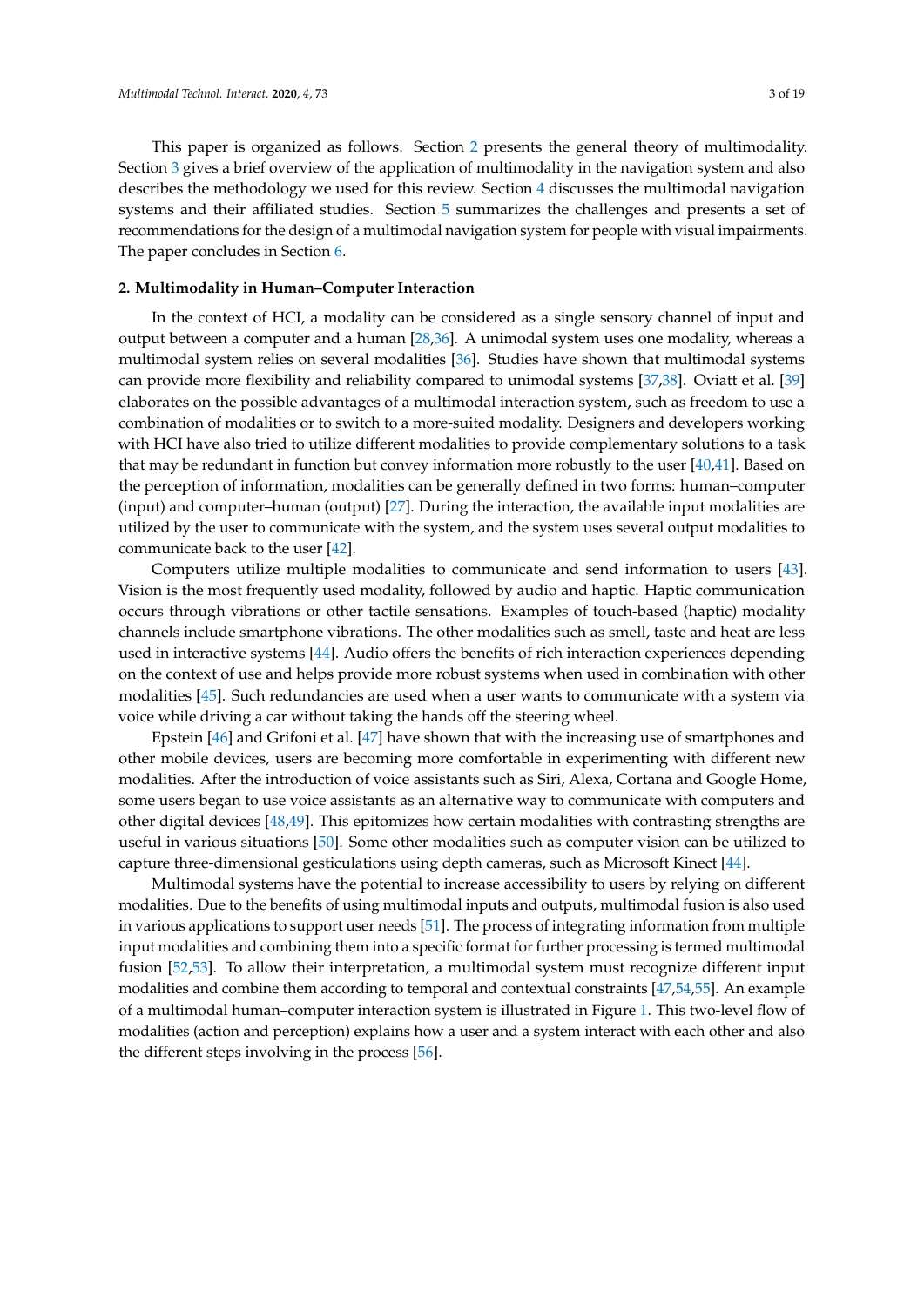This paper is organized as follows. Section 2 presents the general theory of multimodality. Section 3 gives a brief overview of the application of multimodality in the navigation system and also describes the methodology we used for this review. Section 4 discusses the multimodal navigation systems and their affiliated studies. Section 5 summarizes the challenges and presents a set of recommendations for the design of a multimodal navigation system for people with visual impairments. The paper concludes in Section 6.

## 2. Multimodality in Human–Computer Interaction

In the context of HCI, a modality can be considered as a single sensory channel of input and output between a computer and a human [28,36]. A unimodal system uses one modality, whereas a multimodal system relies on several modalities [36]. Studies have shown that multimodal systems can provide more flexibility and reliability compared to unimodal systems [37,38]. Oviatt et al. [39] elaborates on the possible advantages of a multimodal interaction system, such as freedom to use a combination of modalities or to switch to a more-suited modality. Designers and developers working with HCI have also tried to utilize different modalities to provide complementary solutions to a task that may be redundant in function but convey information more robustly to the user [40,41]. Based on the perception of information, modalities can be generally defined in two forms: human–computer (input) and computer–human (output) [27]. During the interaction, the available input modalities are utilized by the user to communicate with the system, and the system uses several output modalities to communicate back to the user [42].

Computers utilize multiple modalities to communicate and send information to users [43]. Vision is the most frequently used modality, followed by audio and haptic. Haptic communication occurs through vibrations or other tactile sensations. Examples of touch-based (haptic) modality channels include smartphone vibrations. The other modalities such as smell, taste and heat are less used in interactive systems [44]. Audio offers the benefits of rich interaction experiences depending on the context of use and helps provide more robust systems when used in combination with other modalities [45]. Such redundancies are used when a user wants to communicate with a system via voice while driving a car without taking the hands off the steering wheel.

Epstein [46] and Grifoni et al. [47] have shown that with the increasing use of smartphones and other mobile devices, users are becoming more comfortable in experimenting with different new modalities. After the introduction of voice assistants such as Siri, Alexa, Cortana and Google Home, some users began to use voice assistants as an alternative way to communicate with computers and other digital devices [48,49]. This epitomizes how certain modalities with contrasting strengths are useful in various situations [50]. Some other modalities such as computer vision can be utilized to capture three-dimensional gesticulations using depth cameras, such as Microsoft Kinect [44].

Multimodal systems have the potential to increase accessibility to users by relying on different modalities. Due to the benefits of using multimodal inputs and outputs, multimodal fusion is also used in various applications to support user needs [51]. The process of integrating information from multiple input modalities and combining them into a specific format for further processing is termed multimodal fusion [52,53]. To allow their interpretation, a multimodal system must recognize different input modalities and combine them according to temporal and contextual constraints [47,54,55]. An example of a multimodal human–computer interaction system is illustrated in Figure 1. This two-level flow of modalities (action and perception) explains how a user and a system interact with each other and also the different steps involving in the process [56].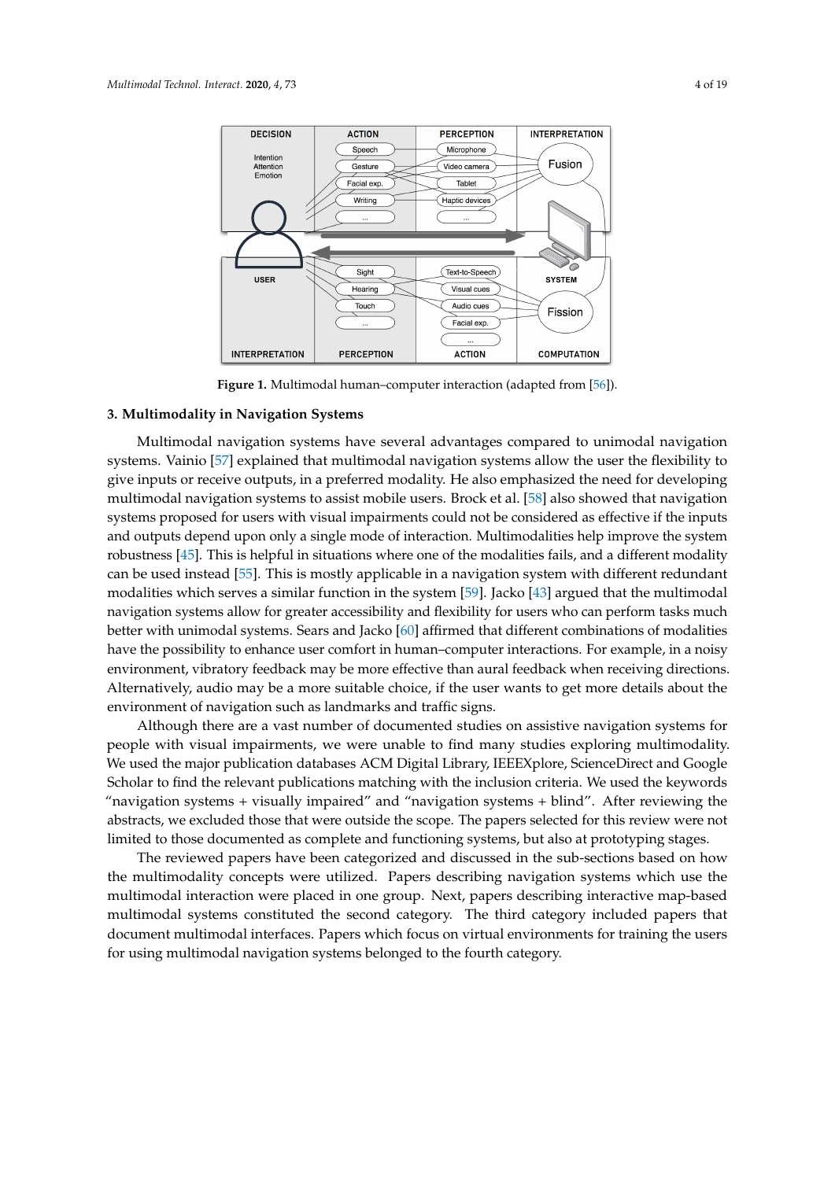DECISION
Intention
Attention
Emotion
ACTION
Speech
Gesture
Facial exp.
Writing
...
PERCEPTION
Microphone
Video camera
Tablet
Haptic devices
...
INTERPRETATION
Fusion
USER
SYSTEM
Sight
Hearing
Touch
...
Text-to-Speech
Visual cues
Audio cues
Facial exp.
...
Fission
INTERPRETATION
PERCEPTION
ACTION
COMPUTATION

**Figure 1.** Multimodal human–computer interaction (adapted from [56]).

## 3. Multimodality in Navigation Systems

Multimodal navigation systems have several advantages compared to unimodal navigation systems. Vainio [57] explained that multimodal navigation systems allow the user the flexibility to give inputs or receive outputs, in a preferred modality. He also emphasized the need for developing multimodal navigation systems to assist mobile users. Brock et al. [58] also showed that navigation systems proposed for users with visual impairments could not be considered as effective if the inputs and outputs depend upon only a single mode of interaction. Multimodalities help improve the system robustness [45]. This is helpful in situations where one of the modalities fails, and a different modality can be used instead [55]. This is mostly applicable in a navigation system with different redundant modalities which serves a similar function in the system [59]. Jacko [43] argued that the multimodal navigation systems allow for greater accessibility and flexibility for users who can perform tasks much better with unimodal systems. Sears and Jacko [60] affirmed that different combinations of modalities have the possibility to enhance user comfort in human–computer interactions. For example, in a noisy environment, vibratory feedback may be more effective than aural feedback when receiving directions. Alternatively, audio may be a more suitable choice, if the user wants to get more details about the environment of navigation such as landmarks and traffic signs.

Although there are a vast number of documented studies on assistive navigation systems for people with visual impairments, we were unable to find many studies exploring multimodality. We used the major publication databases ACM Digital Library, IEEEXplore, ScienceDirect and Google Scholar to find the relevant publications matching with the inclusion criteria. We used the keywords "navigation systems + visually impaired" and "navigation systems + blind". After reviewing the abstracts, we excluded those that were outside the scope. The papers selected for this review were not limited to those documented as complete and functioning systems, but also at prototyping stages.

The reviewed papers have been categorized and discussed in the sub-sections based on how the multimodality concepts were utilized. Papers describing navigation systems which use the multimodal interaction were placed in one group. Next, papers describing interactive map-based multimodal systems constituted the second category. The third category included papers that document multimodal interfaces. Papers which focus on virtual environments for training the users for using multimodal navigation systems belonged to the fourth category.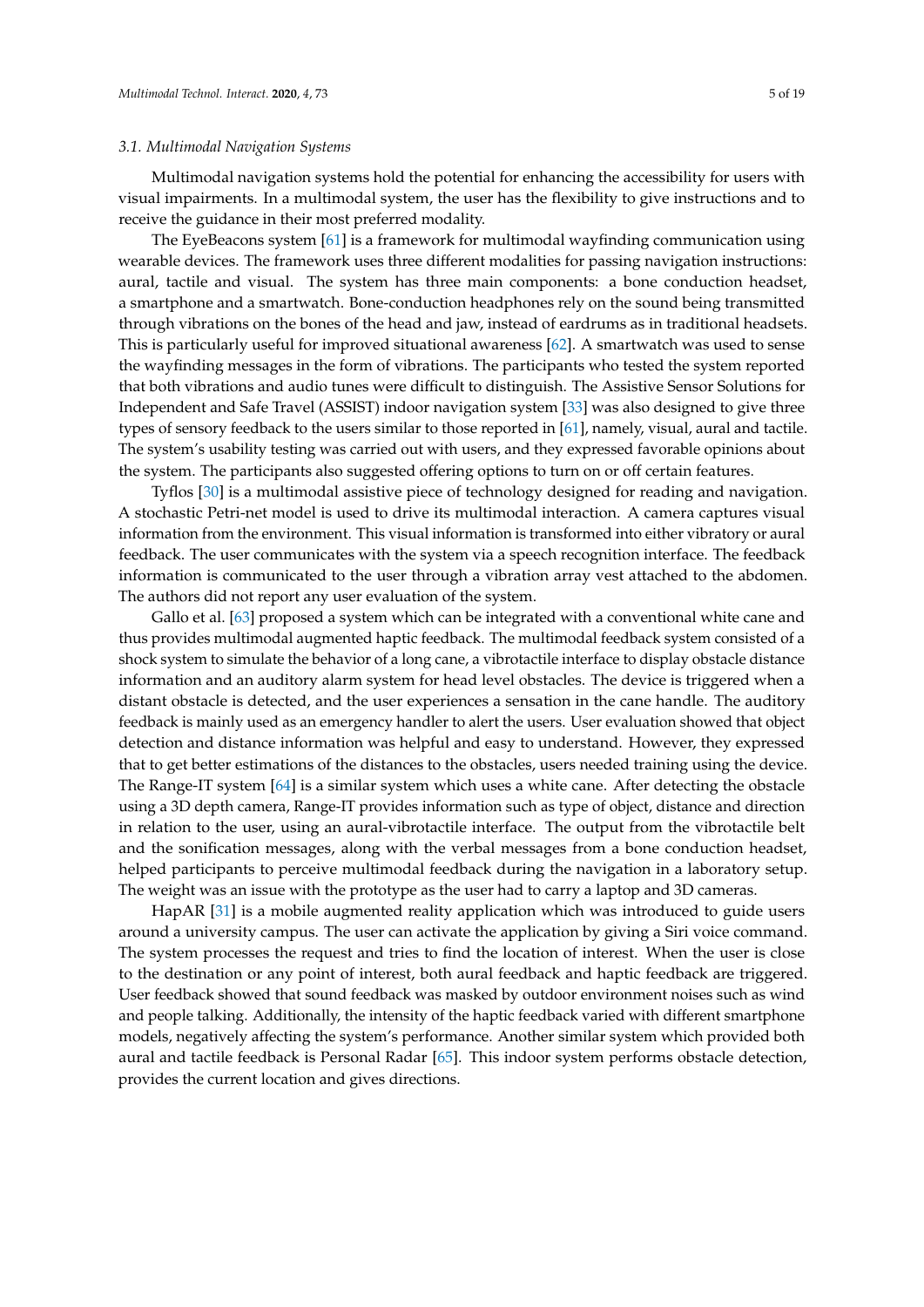### 3.1. Multimodal Navigation Systems

Multimodal navigation systems hold the potential for enhancing the accessibility for users with visual impairments. In a multimodal system, the user has the flexibility to give instructions and to receive the guidance in their most preferred modality.

The EyeBeacons system [61] is a framework for multimodal wayfinding communication using wearable devices. The framework uses three different modalities for passing navigation instructions: aural, tactile and visual. The system has three main components: a bone conduction headset, a smartphone and a smartwatch. Bone-conduction headphones rely on the sound being transmitted through vibrations on the bones of the head and jaw, instead of eardrums as in traditional headsets. This is particularly useful for improved situational awareness [62]. A smartwatch was used to sense the wayfinding messages in the form of vibrations. The participants who tested the system reported that both vibrations and audio tunes were difficult to distinguish. The Assistive Sensor Solutions for Independent and Safe Travel (ASSIST) indoor navigation system [33] was also designed to give three types of sensory feedback to the users similar to those reported in [61], namely, visual, aural and tactile. The system's usability testing was carried out with users, and they expressed favorable opinions about the system. The participants also suggested offering options to turn on or off certain features.

Tyflos [30] is a multimodal assistive piece of technology designed for reading and navigation. A stochastic Petri-net model is used to drive its multimodal interaction. A camera captures visual information from the environment. This visual information is transformed into either vibratory or aural feedback. The user communicates with the system via a speech recognition interface. The feedback information is communicated to the user through a vibration array vest attached to the abdomen. The authors did not report any user evaluation of the system.

Gallo et al. [63] proposed a system which can be integrated with a conventional white cane and thus provides multimodal augmented haptic feedback. The multimodal feedback system consisted of a shock system to simulate the behavior of a long cane, a vibrotactile interface to display obstacle distance information and an auditory alarm system for head level obstacles. The device is triggered when a distant obstacle is detected, and the user experiences a sensation in the cane handle. The auditory feedback is mainly used as an emergency handler to alert the users. User evaluation showed that object detection and distance information was helpful and easy to understand. However, they expressed that to get better estimations of the distances to the obstacles, users needed training using the device. The Range-IT system [64] is a similar system which uses a white cane. After detecting the obstacle using a 3D depth camera, Range-IT provides information such as type of object, distance and direction in relation to the user, using an aural-vibrotactile interface. The output from the vibrotactile belt and the sonification messages, along with the verbal messages from a bone conduction headset, helped participants to perceive multimodal feedback during the navigation in a laboratory setup. The weight was an issue with the prototype as the user had to carry a laptop and 3D cameras.

HapAR [31] is a mobile augmented reality application which was introduced to guide users around a university campus. The user can activate the application by giving a Siri voice command. The system processes the request and tries to find the location of interest. When the user is close to the destination or any point of interest, both aural feedback and haptic feedback are triggered. User feedback showed that sound feedback was masked by outdoor environment noises such as wind and people talking. Additionally, the intensity of the haptic feedback varied with different smartphone models, negatively affecting the system's performance. Another similar system which provided both aural and tactile feedback is Personal Radar [65]. This indoor system performs obstacle detection, provides the current location and gives directions.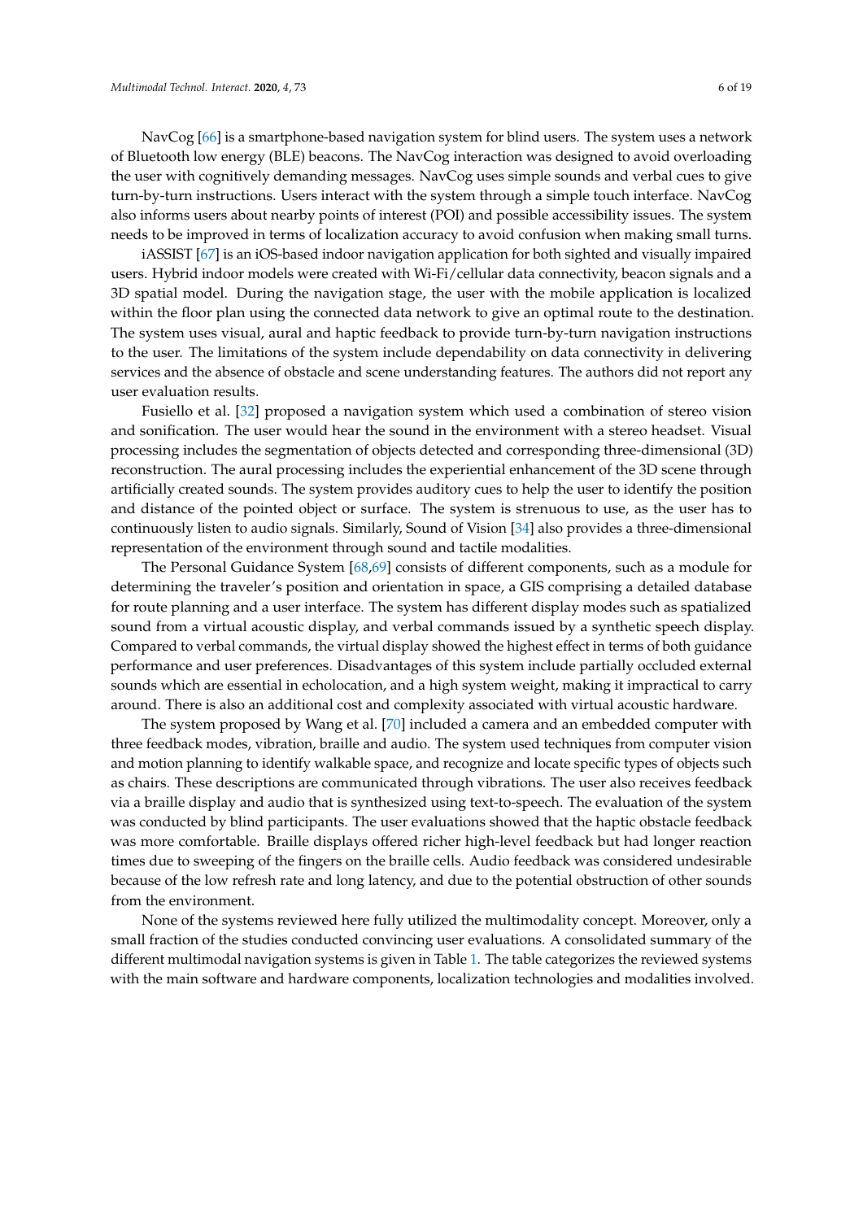NavCog [66] is a smartphone-based navigation system for blind users. The system uses a network of Bluetooth low energy (BLE) beacons. The NavCog interaction was designed to avoid overloading the user with cognitively demanding messages. NavCog uses simple sounds and verbal cues to give turn-by-turn instructions. Users interact with the system through a simple touch interface. NavCog also informs users about nearby points of interest (POI) and possible accessibility issues. The system needs to be improved in terms of localization accuracy to avoid confusion when making small turns.

iASSIST [67] is an iOS-based indoor navigation application for both sighted and visually impaired users. Hybrid indoor models were created with Wi-Fi/cellular data connectivity, beacon signals and a 3D spatial model. During the navigation stage, the user with the mobile application is localized within the floor plan using the connected data network to give an optimal route to the destination. The system uses visual, aural and haptic feedback to provide turn-by-turn navigation instructions to the user. The limitations of the system include dependability on data connectivity in delivering services and the absence of obstacle and scene understanding features. The authors did not report any user evaluation results.

Fusiello et al. [32] proposed a navigation system which used a combination of stereo vision and sonification. The user would hear the sound in the environment with a stereo headset. Visual processing includes the segmentation of objects detected and corresponding three-dimensional (3D) reconstruction. The aural processing includes the experiential enhancement of the 3D scene through artificially created sounds. The system provides auditory cues to help the user to identify the position and distance of the pointed object or surface. The system is strenuous to use, as the user has to continuously listen to audio signals. Similarly, Sound of Vision [34] also provides a three-dimensional representation of the environment through sound and tactile modalities.

The Personal Guidance System [68,69] consists of different components, such as a module for determining the traveler's position and orientation in space, a GIS comprising a detailed database for route planning and a user interface. The system has different display modes such as spatialized sound from a virtual acoustic display, and verbal commands issued by a synthetic speech display. Compared to verbal commands, the virtual display showed the highest effect in terms of both guidance performance and user preferences. Disadvantages of this system include partially occluded external sounds which are essential in echolocation, and a high system weight, making it impractical to carry around. There is also an additional cost and complexity associated with virtual acoustic hardware.

The system proposed by Wang et al. [70] included a camera and an embedded computer with three feedback modes, vibration, braille and audio. The system used techniques from computer vision and motion planning to identify walkable space, and recognize and locate specific types of objects such as chairs. These descriptions are communicated through vibrations. The user also receives feedback via a braille display and audio that is synthesized using text-to-speech. The evaluation of the system was conducted by blind participants. The user evaluations showed that the haptic obstacle feedback was more comfortable. Braille displays offered richer high-level feedback but had longer reaction times due to sweeping of the fingers on the braille cells. Audio feedback was considered undesirable because of the low refresh rate and long latency, and due to the potential obstruction of other sounds from the environment.

None of the systems reviewed here fully utilized the multimodality concept. Moreover, only a small fraction of the studies conducted convincing user evaluations. A consolidated summary of the different multimodal navigation systems is given in Table 1. The table categorizes the reviewed systems with the main software and hardware components, localization technologies and modalities involved.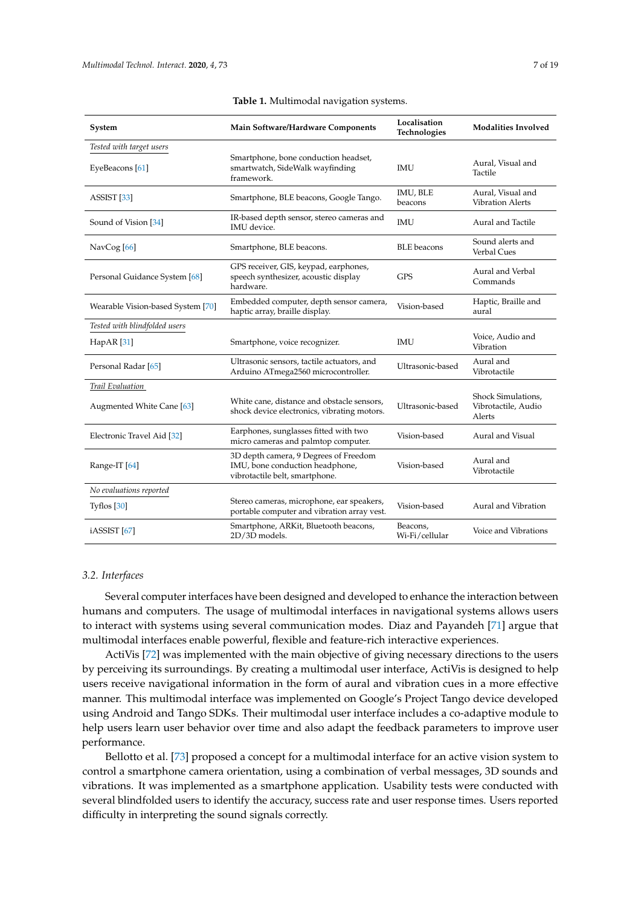**Table 1.** Multimodal navigation systems.

| System | Main Software/Hardware Components | Localisation Technologies | Modalities Involved |
|---|---|---|---|
| *Tested with target users* | | | |
| EyeBeacons [61] | Smartphone, bone conduction headset, smartwatch, SideWalk wayfinding framework. | IMU | Aural, Visual and Tactile |
| ASSIST [33] | Smartphone, BLE beacons, Google Tango. | IMU, BLE beacons | Aural, Visual and Vibration Alerts |
| Sound of Vision [34] | IR-based depth sensor, stereo cameras and IMU device. | IMU | Aural and Tactile |
| NavCog [66] | Smartphone, BLE beacons. | BLE beacons | Sound alerts and Verbal Cues |
| Personal Guidance System [68] | GPS receiver, GIS, keypad, earphones, speech synthesizer, acoustic display hardware. | GPS | Aural and Verbal Commands |
| Wearable Vision-based System [70] | Embedded computer, depth sensor camera, haptic array, braille display. | Vision-based | Haptic, Braille and aural |
| *Tested with blindfolded users* | | | |
| HapAR [31] | Smartphone, voice recognizer. | IMU | Voice, Audio and Vibration |
| Personal Radar [65] | Ultrasonic sensors, tactile actuators, and Arduino ATmega2560 microcontroller. | Ultrasonic-based | Aural and Vibrotactile |
| *Trail Evaluation* | | | |
| Augmented White Cane [63] | White cane, distance and obstacle sensors, shock device electronics, vibrating motors. | Ultrasonic-based | Shock Simulations, Vibrotactile, Audio Alerts |
| Electronic Travel Aid [32] | Earphones, sunglasses fitted with two micro cameras and palmtop computer. | Vision-based | Aural and Visual |
| Range-IT [64] | 3D depth camera, 9 Degrees of Freedom IMU, bone conduction headphone, vibrotactile belt, smartphone. | Vision-based | Aural and Vibrotactile |
| *No evaluations reported* | | | |
| Tyflos [30] | Stereo cameras, microphone, ear speakers, portable computer and vibration array vest. | Vision-based | Aural and Vibration |
| iASSIST [67] | Smartphone, ARKit, Bluetooth beacons, 2D/3D models. | Beacons, Wi-Fi/cellular | Voice and Vibrations |

### 3.2. Interfaces

Several computer interfaces have been designed and developed to enhance the interaction between humans and computers. The usage of multimodal interfaces in navigational systems allows users to interact with systems using several communication modes. Diaz and Payandeh [71] argue that multimodal interfaces enable powerful, flexible and feature-rich interactive experiences.

ActiVis [72] was implemented with the main objective of giving necessary directions to the users by perceiving its surroundings. By creating a multimodal user interface, ActiVis is designed to help users receive navigational information in the form of aural and vibration cues in a more effective manner. This multimodal interface was implemented on Google's Project Tango device developed using Android and Tango SDKs. Their multimodal user interface includes a co-adaptive module to help users learn user behavior over time and also adapt the feedback parameters to improve user performance.

Bellotto et al. [73] proposed a concept for a multimodal interface for an active vision system to control a smartphone camera orientation, using a combination of verbal messages, 3D sounds and vibrations. It was implemented as a smartphone application. Usability tests were conducted with several blindfolded users to identify the accuracy, success rate and user response times. Users reported difficulty in interpreting the sound signals correctly.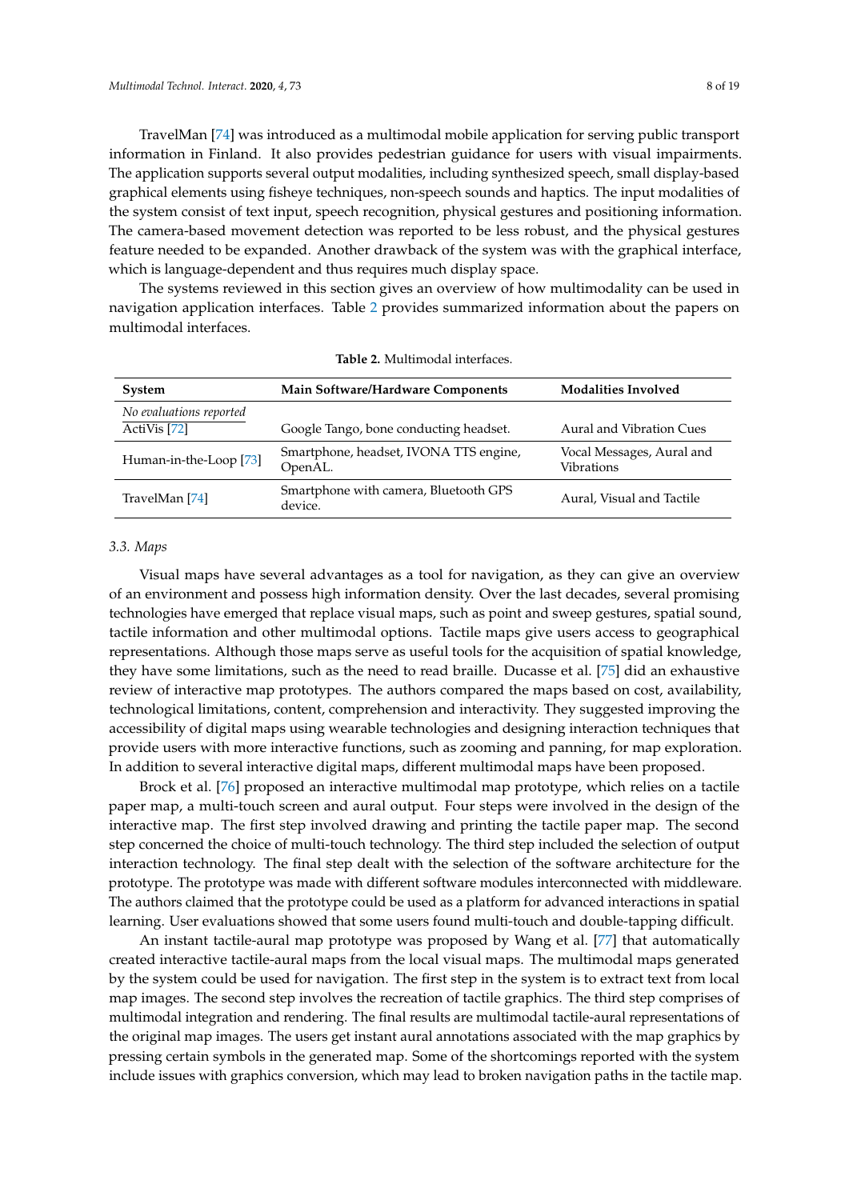TravelMan [74] was introduced as a multimodal mobile application for serving public transport information in Finland. It also provides pedestrian guidance for users with visual impairments. The application supports several output modalities, including synthesized speech, small display-based graphical elements using fisheye techniques, non-speech sounds and haptics. The input modalities of the system consist of text input, speech recognition, physical gestures and positioning information. The camera-based movement detection was reported to be less robust, and the physical gestures feature needed to be expanded. Another drawback of the system was with the graphical interface, which is language-dependent and thus requires much display space.

The systems reviewed in this section gives an overview of how multimodality can be used in navigation application interfaces. Table 2 provides summarized information about the papers on multimodal interfaces.

**Table 2.** Multimodal interfaces.

| System | Main Software/Hardware Components | Modalities Involved |
| --- | --- | --- |
| *No evaluations reported* | | |
| ActiVis [72] | Google Tango, bone conducting headset. | Aural and Vibration Cues |
| Human-in-the-Loop [73] | Smartphone, headset, IVONA TTS engine, OpenAL. | Vocal Messages, Aural and Vibrations |
| TravelMan [74] | Smartphone with camera, Bluetooth GPS device. | Aural, Visual and Tactile |

### 3.3. Maps

Visual maps have several advantages as a tool for navigation, as they can give an overview of an environment and possess high information density. Over the last decades, several promising technologies have emerged that replace visual maps, such as point and sweep gestures, spatial sound, tactile information and other multimodal options. Tactile maps give users access to geographical representations. Although those maps serve as useful tools for the acquisition of spatial knowledge, they have some limitations, such as the need to read braille. Ducasse et al. [75] did an exhaustive review of interactive map prototypes. The authors compared the maps based on cost, availability, technological limitations, content, comprehension and interactivity. They suggested improving the accessibility of digital maps using wearable technologies and designing interaction techniques that provide users with more interactive functions, such as zooming and panning, for map exploration. In addition to several interactive digital maps, different multimodal maps have been proposed.

Brock et al. [76] proposed an interactive multimodal map prototype, which relies on a tactile paper map, a multi-touch screen and aural output. Four steps were involved in the design of the interactive map. The first step involved drawing and printing the tactile paper map. The second step concerned the choice of multi-touch technology. The third step included the selection of output interaction technology. The final step dealt with the selection of the software architecture for the prototype. The prototype was made with different software modules interconnected with middleware. The authors claimed that the prototype could be used as a platform for advanced interactions in spatial learning. User evaluations showed that some users found multi-touch and double-tapping difficult.

An instant tactile-aural map prototype was proposed by Wang et al. [77] that automatically created interactive tactile-aural maps from the local visual maps. The multimodal maps generated by the system could be used for navigation. The first step in the system is to extract text from local map images. The second step involves the recreation of tactile graphics. The third step comprises of multimodal integration and rendering. The final results are multimodal tactile-aural representations of the original map images. The users get instant aural annotations associated with the map graphics by pressing certain symbols in the generated map. Some of the shortcomings reported with the system include issues with graphics conversion, which may lead to broken navigation paths in the tactile map.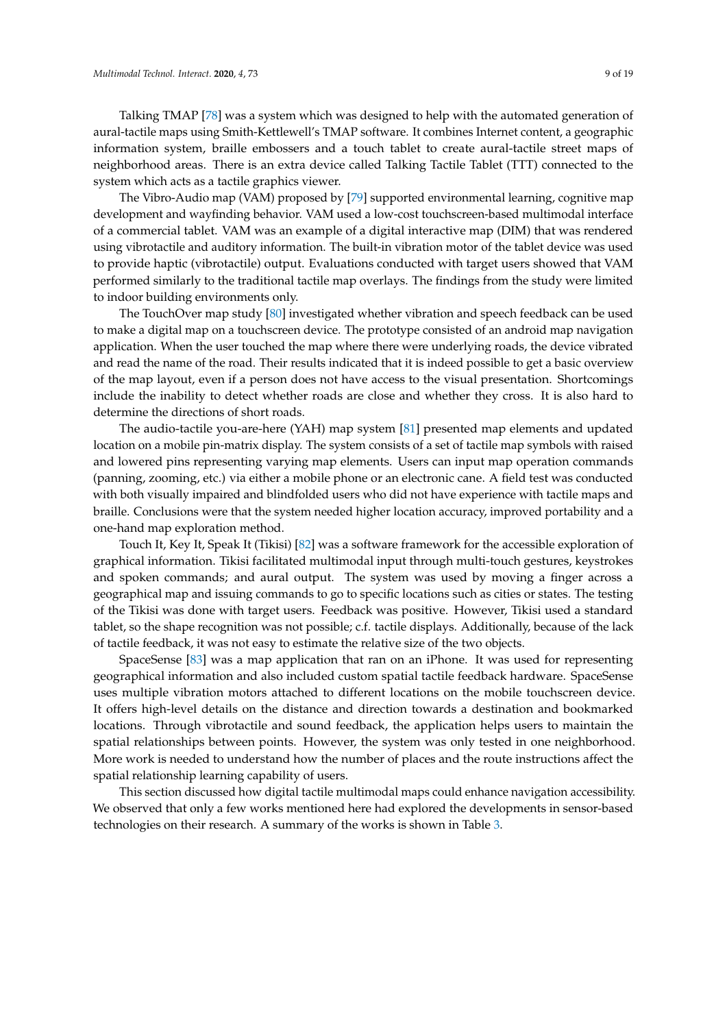Talking TMAP [78] was a system which was designed to help with the automated generation of aural-tactile maps using Smith-Kettlewell's TMAP software. It combines Internet content, a geographic information system, braille embossers and a touch tablet to create aural-tactile street maps of neighborhood areas. There is an extra device called Talking Tactile Tablet (TTT) connected to the system which acts as a tactile graphics viewer.

The Vibro-Audio map (VAM) proposed by [79] supported environmental learning, cognitive map development and wayfinding behavior. VAM used a low-cost touchscreen-based multimodal interface of a commercial tablet. VAM was an example of a digital interactive map (DIM) that was rendered using vibrotactile and auditory information. The built-in vibration motor of the tablet device was used to provide haptic (vibrotactile) output. Evaluations conducted with target users showed that VAM performed similarly to the traditional tactile map overlays. The findings from the study were limited to indoor building environments only.

The TouchOver map study [80] investigated whether vibration and speech feedback can be used to make a digital map on a touchscreen device. The prototype consisted of an android map navigation application. When the user touched the map where there were underlying roads, the device vibrated and read the name of the road. Their results indicated that it is indeed possible to get a basic overview of the map layout, even if a person does not have access to the visual presentation. Shortcomings include the inability to detect whether roads are close and whether they cross. It is also hard to determine the directions of short roads.

The audio-tactile you-are-here (YAH) map system [81] presented map elements and updated location on a mobile pin-matrix display. The system consists of a set of tactile map symbols with raised and lowered pins representing varying map elements. Users can input map operation commands (panning, zooming, etc.) via either a mobile phone or an electronic cane. A field test was conducted with both visually impaired and blindfolded users who did not have experience with tactile maps and braille. Conclusions were that the system needed higher location accuracy, improved portability and a one-hand map exploration method.

Touch It, Key It, Speak It (Tikisi) [82] was a software framework for the accessible exploration of graphical information. Tikisi facilitated multimodal input through multi-touch gestures, keystrokes and spoken commands; and aural output. The system was used by moving a finger across a geographical map and issuing commands to go to specific locations such as cities or states. The testing of the Tikisi was done with target users. Feedback was positive. However, Tikisi used a standard tablet, so the shape recognition was not possible; c.f. tactile displays. Additionally, because of the lack of tactile feedback, it was not easy to estimate the relative size of the two objects.

SpaceSense [83] was a map application that ran on an iPhone. It was used for representing geographical information and also included custom spatial tactile feedback hardware. SpaceSense uses multiple vibration motors attached to different locations on the mobile touchscreen device. It offers high-level details on the distance and direction towards a destination and bookmarked locations. Through vibrotactile and sound feedback, the application helps users to maintain the spatial relationships between points. However, the system was only tested in one neighborhood. More work is needed to understand how the number of places and the route instructions affect the spatial relationship learning capability of users.

This section discussed how digital tactile multimodal maps could enhance navigation accessibility. We observed that only a few works mentioned here had explored the developments in sensor-based technologies on their research. A summary of the works is shown in Table 3.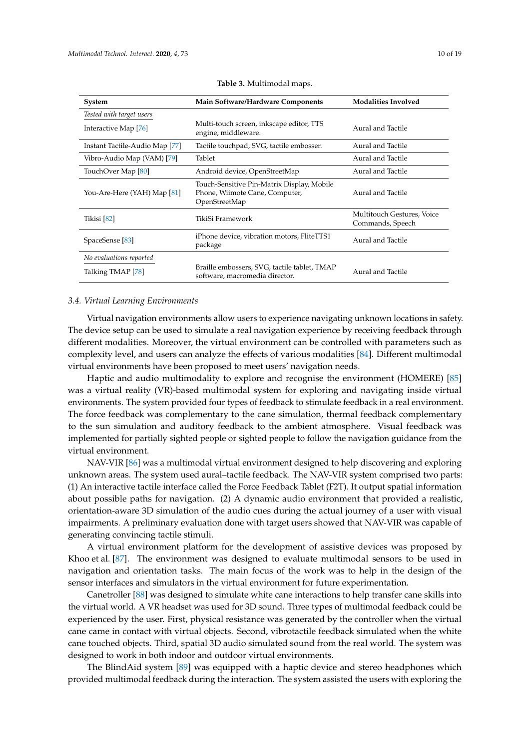**Table 3.** Multimodal maps.

| System | Main Software/Hardware Components | Modalities Involved |
|---|---|---|
| *Tested with target users* | | |
| Interactive Map [76] | Multi-touch screen, inkscape editor, TTS engine, middleware. | Aural and Tactile |
| Instant Tactile-Audio Map [77] | Tactile touchpad, SVG, tactile embosser. | Aural and Tactile |
| Vibro-Audio Map (VAM) [79] | Tablet | Aural and Tactile |
| TouchOver Map [80] | Android device, OpenStreetMap | Aural and Tactile |
| You-Are-Here (YAH) Map [81] | Touch-Sensitive Pin-Matrix Display, Mobile Phone, Wiimote Cane, Computer, OpenStreetMap | Aural and Tactile |
| Tikisi [82] | TikiSi Framework | Multitouch Gestures, Voice Commands, Speech |
| SpaceSense [83] | iPhone device, vibration motors, FliteTTS1 package | Aural and Tactile |
| *No evaluations reported* | | |
| Talking TMAP [78] | Braille embossers, SVG, tactile tablet, TMAP software, macromedia director. | Aural and Tactile |

### 3.4. Virtual Learning Environments

Virtual navigation environments allow users to experience navigating unknown locations in safety. The device setup can be used to simulate a real navigation experience by receiving feedback through different modalities. Moreover, the virtual environment can be controlled with parameters such as complexity level, and users can analyze the effects of various modalities [84]. Different multimodal virtual environments have been proposed to meet users' navigation needs.

Haptic and audio multimodality to explore and recognise the environment (HOMERE) [85] was a virtual reality (VR)-based multimodal system for exploring and navigating inside virtual environments. The system provided four types of feedback to stimulate feedback in a real environment. The force feedback was complementary to the cane simulation, thermal feedback complementary to the sun simulation and auditory feedback to the ambient atmosphere. Visual feedback was implemented for partially sighted people or sighted people to follow the navigation guidance from the virtual environment.

NAV-VIR [86] was a multimodal virtual environment designed to help discovering and exploring unknown areas. The system used aural–tactile feedback. The NAV-VIR system comprised two parts: (1) An interactive tactile interface called the Force Feedback Tablet (F2T). It output spatial information about possible paths for navigation. (2) A dynamic audio environment that provided a realistic, orientation-aware 3D simulation of the audio cues during the actual journey of a user with visual impairments. A preliminary evaluation done with target users showed that NAV-VIR was capable of generating convincing tactile stimuli.

A virtual environment platform for the development of assistive devices was proposed by Khoo et al. [87]. The environment was designed to evaluate multimodal sensors to be used in navigation and orientation tasks. The main focus of the work was to help in the design of the sensor interfaces and simulators in the virtual environment for future experimentation.

Canetroller [88] was designed to simulate white cane interactions to help transfer cane skills into the virtual world. A VR headset was used for 3D sound. Three types of multimodal feedback could be experienced by the user. First, physical resistance was generated by the controller when the virtual cane came in contact with virtual objects. Second, vibrotactile feedback simulated when the white cane touched objects. Third, spatial 3D audio simulated sound from the real world. The system was designed to work in both indoor and outdoor virtual environments.

The BlindAid system [89] was equipped with a haptic device and stereo headphones which provided multimodal feedback during the interaction. The system assisted the users with exploring the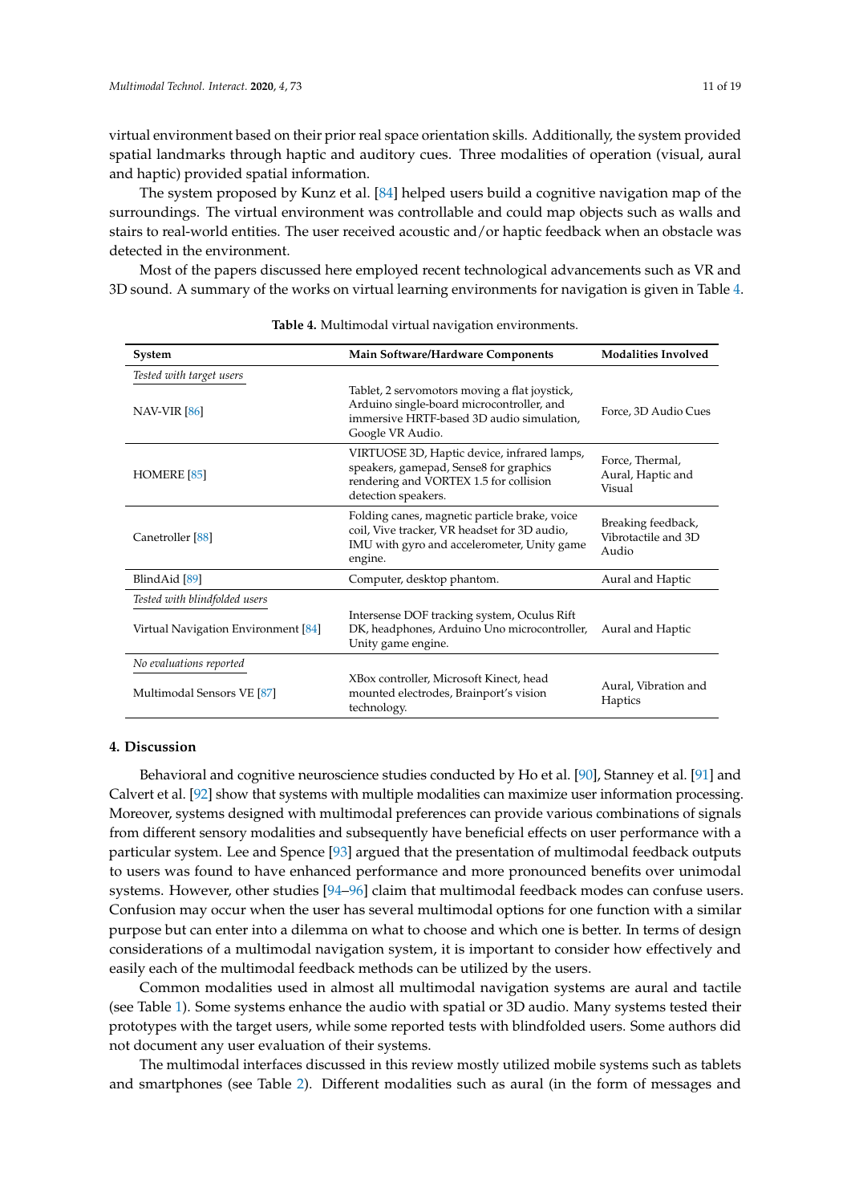virtual environment based on their prior real space orientation skills. Additionally, the system provided spatial landmarks through haptic and auditory cues. Three modalities of operation (visual, aural and haptic) provided spatial information.

The system proposed by Kunz et al. [84] helped users build a cognitive navigation map of the surroundings. The virtual environment was controllable and could map objects such as walls and stairs to real-world entities. The user received acoustic and/or haptic feedback when an obstacle was detected in the environment.

Most of the papers discussed here employed recent technological advancements such as VR and 3D sound. A summary of the works on virtual learning environments for navigation is given in Table 4.

**Table 4.** Multimodal virtual navigation environments.

| System | Main Software/Hardware Components | Modalities Involved |
|---|---|---|
| *Tested with target users* | | |
| NAV-VIR [86] | Tablet, 2 servomotors moving a flat joystick, Arduino single-board microcontroller, and immersive HRTF-based 3D audio simulation, Google VR Audio. | Force, 3D Audio Cues |
| HOMERE [85] | VIRTUOSE 3D, Haptic device, infrared lamps, speakers, gamepad, Sense8 for graphics rendering and VORTEX 1.5 for collision detection speakers. | Force, Thermal, Aural, Haptic and Visual |
| Canetroller [88] | Folding canes, magnetic particle brake, voice coil, Vive tracker, VR headset for 3D audio, IMU with gyro and accelerometer, Unity game engine. | Breaking feedback, Vibrotactile and 3D Audio |
| BlindAid [89] | Computer, desktop phantom. | Aural and Haptic |
| *Tested with blindfolded users* | | |
| Virtual Navigation Environment [84] | Intersense DOF tracking system, Oculus Rift DK, headphones, Arduino Uno microcontroller, Unity game engine. | Aural and Haptic |
| *No evaluations reported* | | |
| Multimodal Sensors VE [87] | XBox controller, Microsoft Kinect, head mounted electrodes, Brainport's vision technology. | Aural, Vibration and Haptics |

## 4. Discussion

Behavioral and cognitive neuroscience studies conducted by Ho et al. [90], Stanney et al. [91] and Calvert et al. [92] show that systems with multiple modalities can maximize user information processing. Moreover, systems designed with multimodal preferences can provide various combinations of signals from different sensory modalities and subsequently have beneficial effects on user performance with a particular system. Lee and Spence [93] argued that the presentation of multimodal feedback outputs to users was found to have enhanced performance and more pronounced benefits over unimodal systems. However, other studies [94–96] claim that multimodal feedback modes can confuse users. Confusion may occur when the user has several multimodal options for one function with a similar purpose but can enter into a dilemma on what to choose and which one is better. In terms of design considerations of a multimodal navigation system, it is important to consider how effectively and easily each of the multimodal feedback methods can be utilized by the users.

Common modalities used in almost all multimodal navigation systems are aural and tactile (see Table 1). Some systems enhance the audio with spatial or 3D audio. Many systems tested their prototypes with the target users, while some reported tests with blindfolded users. Some authors did not document any user evaluation of their systems.

The multimodal interfaces discussed in this review mostly utilized mobile systems such as tablets and smartphones (see Table 2). Different modalities such as aural (in the form of messages and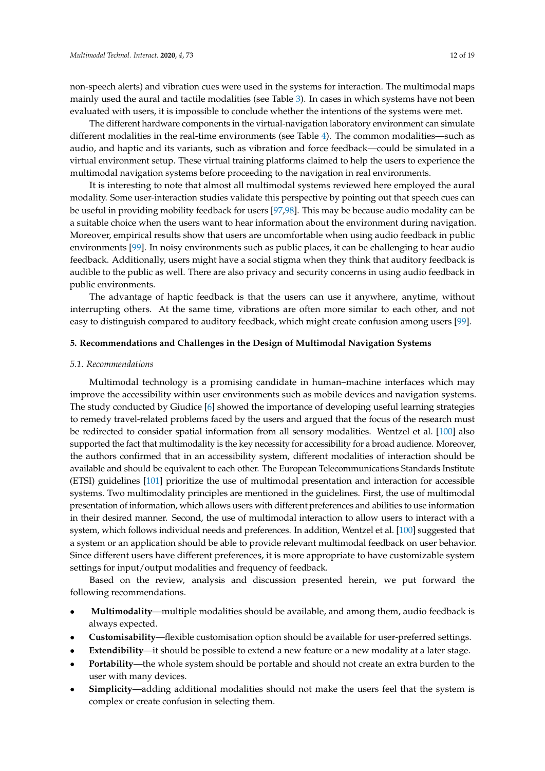non-speech alerts) and vibration cues were used in the systems for interaction. The multimodal maps mainly used the aural and tactile modalities (see Table 3). In cases in which systems have not been evaluated with users, it is impossible to conclude whether the intentions of the systems were met.

The different hardware components in the virtual-navigation laboratory environment can simulate different modalities in the real-time environments (see Table 4). The common modalities—such as audio, and haptic and its variants, such as vibration and force feedback—could be simulated in a virtual environment setup. These virtual training platforms claimed to help the users to experience the multimodal navigation systems before proceeding to the navigation in real environments.

It is interesting to note that almost all multimodal systems reviewed here employed the aural modality. Some user-interaction studies validate this perspective by pointing out that speech cues can be useful in providing mobility feedback for users [97,98]. This may be because audio modality can be a suitable choice when the users want to hear information about the environment during navigation. Moreover, empirical results show that users are uncomfortable when using audio feedback in public environments [99]. In noisy environments such as public places, it can be challenging to hear audio feedback. Additionally, users might have a social stigma when they think that auditory feedback is audible to the public as well. There are also privacy and security concerns in using audio feedback in public environments.

The advantage of haptic feedback is that the users can use it anywhere, anytime, without interrupting others. At the same time, vibrations are often more similar to each other, and not easy to distinguish compared to auditory feedback, which might create confusion among users [99].

## 5. Recommendations and Challenges in the Design of Multimodal Navigation Systems

### *5.1. Recommendations*

Multimodal technology is a promising candidate in human–machine interfaces which may improve the accessibility within user environments such as mobile devices and navigation systems. The study conducted by Giudice [6] showed the importance of developing useful learning strategies to remedy travel-related problems faced by the users and argued that the focus of the research must be redirected to consider spatial information from all sensory modalities. Wentzel et al. [100] also supported the fact that multimodality is the key necessity for accessibility for a broad audience. Moreover, the authors confirmed that in an accessibility system, different modalities of interaction should be available and should be equivalent to each other. The European Telecommunications Standards Institute (ETSI) guidelines [101] prioritize the use of multimodal presentation and interaction for accessible systems. Two multimodality principles are mentioned in the guidelines. First, the use of multimodal presentation of information, which allows users with different preferences and abilities to use information in their desired manner. Second, the use of multimodal interaction to allow users to interact with a system, which follows individual needs and preferences. In addition, Wentzel et al. [100] suggested that a system or an application should be able to provide relevant multimodal feedback on user behavior. Since different users have different preferences, it is more appropriate to have customizable system settings for input/output modalities and frequency of feedback.

Based on the review, analysis and discussion presented herein, we put forward the following recommendations.

- **Multimodality**—multiple modalities should be available, and among them, audio feedback is always expected.
- **Customisability**—flexible customisation option should be available for user-preferred settings.
- **Extendibility**—it should be possible to extend a new feature or a new modality at a later stage.
- **Portability**—the whole system should be portable and should not create an extra burden to the user with many devices.
- **Simplicity**—adding additional modalities should not make the users feel that the system is complex or create confusion in selecting them.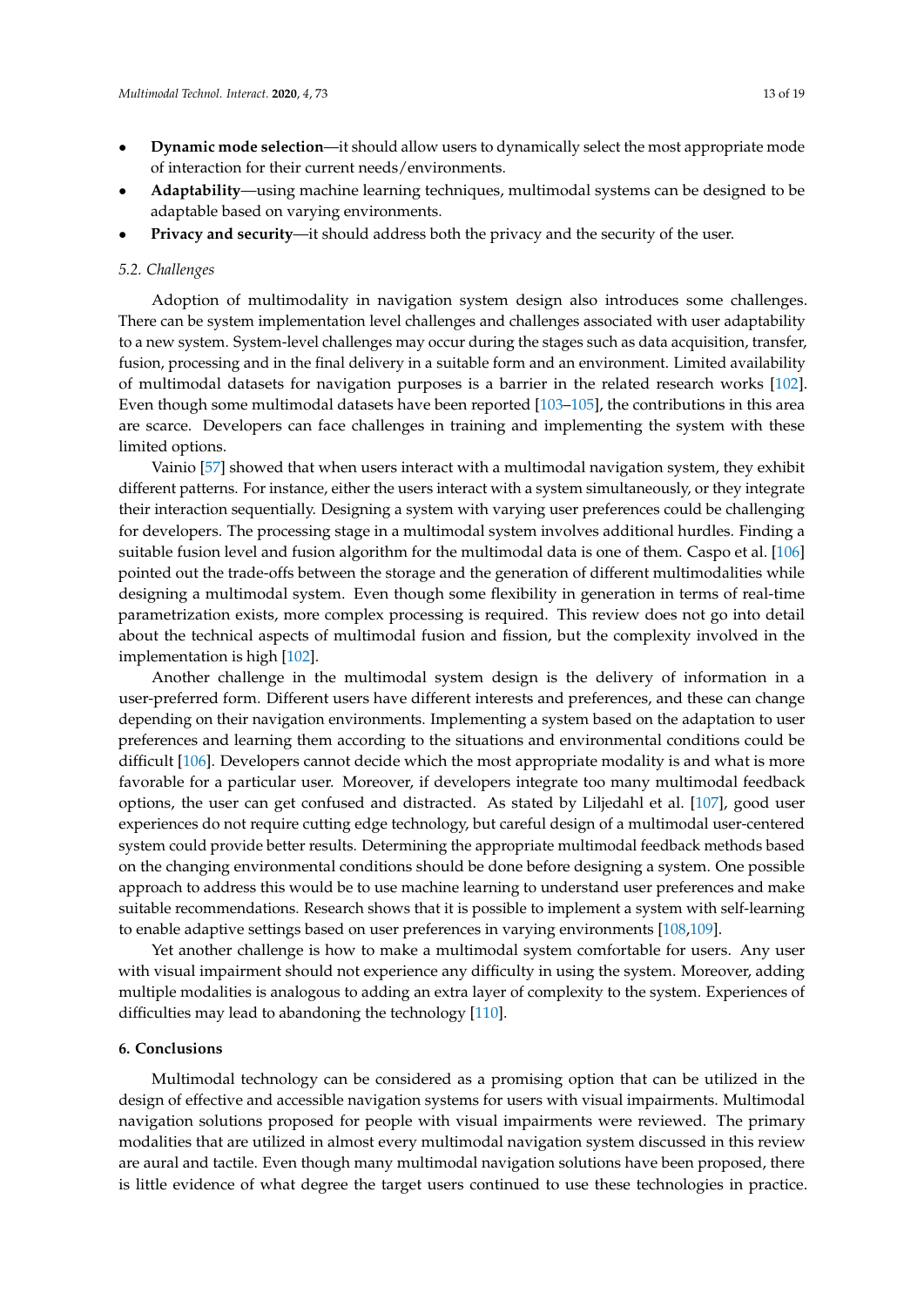- **Dynamic mode selection**—it should allow users to dynamically select the most appropriate mode of interaction for their current needs/environments.
- **Adaptability**—using machine learning techniques, multimodal systems can be designed to be adaptable based on varying environments.
- **Privacy and security**—it should address both the privacy and the security of the user.

### *5.2. Challenges*

Adoption of multimodality in navigation system design also introduces some challenges. There can be system implementation level challenges and challenges associated with user adaptability to a new system. System-level challenges may occur during the stages such as data acquisition, transfer, fusion, processing and in the final delivery in a suitable form and an environment. Limited availability of multimodal datasets for navigation purposes is a barrier in the related research works [102]. Even though some multimodal datasets have been reported [103–105], the contributions in this area are scarce. Developers can face challenges in training and implementing the system with these limited options.

Vainio [57] showed that when users interact with a multimodal navigation system, they exhibit different patterns. For instance, either the users interact with a system simultaneously, or they integrate their interaction sequentially. Designing a system with varying user preferences could be challenging for developers. The processing stage in a multimodal system involves additional hurdles. Finding a suitable fusion level and fusion algorithm for the multimodal data is one of them. Caspo et al. [106] pointed out the trade-offs between the storage and the generation of different multimodalities while designing a multimodal system. Even though some flexibility in generation in terms of real-time parametrization exists, more complex processing is required. This review does not go into detail about the technical aspects of multimodal fusion and fission, but the complexity involved in the implementation is high [102].

Another challenge in the multimodal system design is the delivery of information in a user-preferred form. Different users have different interests and preferences, and these can change depending on their navigation environments. Implementing a system based on the adaptation to user preferences and learning them according to the situations and environmental conditions could be difficult [106]. Developers cannot decide which the most appropriate modality is and what is more favorable for a particular user. Moreover, if developers integrate too many multimodal feedback options, the user can get confused and distracted. As stated by Liljedahl et al. [107], good user experiences do not require cutting edge technology, but careful design of a multimodal user-centered system could provide better results. Determining the appropriate multimodal feedback methods based on the changing environmental conditions should be done before designing a system. One possible approach to address this would be to use machine learning to understand user preferences and make suitable recommendations. Research shows that it is possible to implement a system with self-learning to enable adaptive settings based on user preferences in varying environments [108,109].

Yet another challenge is how to make a multimodal system comfortable for users. Any user with visual impairment should not experience any difficulty in using the system. Moreover, adding multiple modalities is analogous to adding an extra layer of complexity to the system. Experiences of difficulties may lead to abandoning the technology [110].

## 6. Conclusions

Multimodal technology can be considered as a promising option that can be utilized in the design of effective and accessible navigation systems for users with visual impairments. Multimodal navigation solutions proposed for people with visual impairments were reviewed. The primary modalities that are utilized in almost every multimodal navigation system discussed in this review are aural and tactile. Even though many multimodal navigation solutions have been proposed, there is little evidence of what degree the target users continued to use these technologies in practice.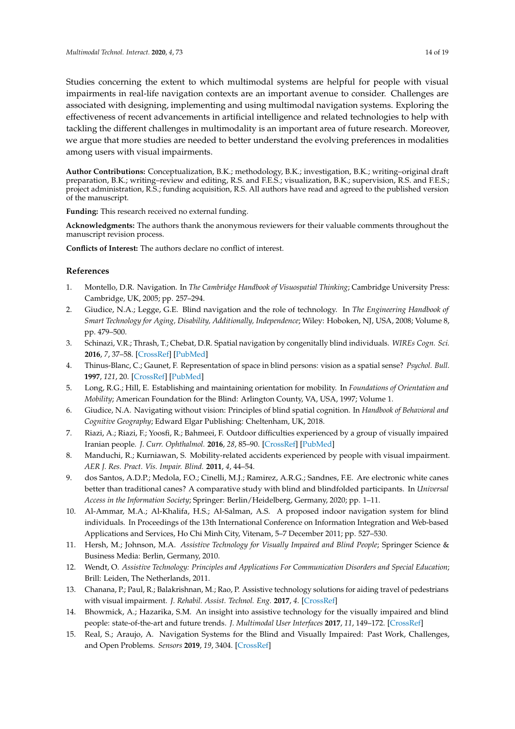Studies concerning the extent to which multimodal systems are helpful for people with visual impairments in real-life navigation contexts are an important avenue to consider. Challenges are associated with designing, implementing and using multimodal navigation systems. Exploring the effectiveness of recent advancements in artificial intelligence and related technologies to help with tackling the different challenges in multimodality is an important area of future research. Moreover, we argue that more studies are needed to better understand the evolving preferences in modalities among users with visual impairments.

**Author Contributions:** Conceptualization, B.K.; methodology, B.K.; investigation, B.K.; writing–original draft preparation, B.K.; writing–review and editing, R.S. and F.E.S.; visualization, B.K.; supervision, R.S. and F.E.S.; project administration, R.S.; funding acquisition, R.S. All authors have read and agreed to the published version of the manuscript.

**Funding:** This research received no external funding.

**Acknowledgments:** The authors thank the anonymous reviewers for their valuable comments throughout the manuscript revision process.

**Conflicts of Interest:** The authors declare no conflict of interest.

## References

1. Montello, D.R. Navigation. In *The Cambridge Handbook of Visuospatial Thinking*; Cambridge University Press: Cambridge, UK, 2005; pp. 257–294.
2. Giudice, N.A.; Legge, G.E. Blind navigation and the role of technology. In *The Engineering Handbook of Smart Technology for Aging, Disability, Additionally, Independence*; Wiley: Hoboken, NJ, USA, 2008; Volume 8, pp. 479–500.
3. Schinazi, V.R.; Thrash, T.; Chebat, D.R. Spatial navigation by congenitally blind individuals. *WIREs Cogn. Sci.* **2016**, *7*, 37–58. [CrossRef] [PubMed]
4. Thinus-Blanc, C.; Gaunet, F. Representation of space in blind persons: vision as a spatial sense? *Psychol. Bull.* **1997**, *121*, 20. [CrossRef] [PubMed]
5. Long, R.G.; Hill, E. Establishing and maintaining orientation for mobility. In *Foundations of Orientation and Mobility*; American Foundation for the Blind: Arlington County, VA, USA, 1997; Volume 1.
6. Giudice, N.A. Navigating without vision: Principles of blind spatial cognition. In *Handbook of Behavioral and Cognitive Geography*; Edward Elgar Publishing: Cheltenham, UK, 2018.
7. Riazi, A.; Riazi, F.; Yoosfi, R.; Bahmeei, F. Outdoor difficulties experienced by a group of visually impaired Iranian people. *J. Curr. Ophthalmol.* **2016**, *28*, 85–90. [CrossRef] [PubMed]
8. Manduchi, R.; Kurniawan, S. Mobility-related accidents experienced by people with visual impairment. *AER J. Res. Pract. Vis. Impair. Blind.* **2011**, *4*, 44–54.
9. dos Santos, A.D.P.; Medola, F.O.; Cinelli, M.J.; Ramirez, A.R.G.; Sandnes, F.E. Are electronic white canes better than traditional canes? A comparative study with blind and blindfolded participants. In *Universal Access in the Information Society*; Springer: Berlin/Heidelberg, Germany, 2020; pp. 1–11.
10. Al-Ammar, M.A.; Al-Khalifa, H.S.; Al-Salman, A.S. A proposed indoor navigation system for blind individuals. In Proceedings of the 13th International Conference on Information Integration and Web-based Applications and Services, Ho Chi Minh City, Vitenam, 5–7 December 2011; pp. 527–530.
11. Hersh, M.; Johnson, M.A. *Assistive Technology for Visually Impaired and Blind People*; Springer Science & Business Media: Berlin, Germany, 2010.
12. Wendt, O. *Assistive Technology: Principles and Applications For Communication Disorders and Special Education*; Brill: Leiden, The Netherlands, 2011.
13. Chanana, P.; Paul, R.; Balakrishnan, M.; Rao, P. Assistive technology solutions for aiding travel of pedestrians with visual impairment. *J. Rehabil. Assist. Technol. Eng.* **2017**, *4*. [CrossRef]
14. Bhowmick, A.; Hazarika, S.M. An insight into assistive technology for the visually impaired and blind people: state-of-the-art and future trends. *J. Multimodal User Interfaces* **2017**, *11*, 149–172. [CrossRef]
15. Real, S.; Araujo, A. Navigation Systems for the Blind and Visually Impaired: Past Work, Challenges, and Open Problems. *Sensors* **2019**, *19*, 3404. [CrossRef]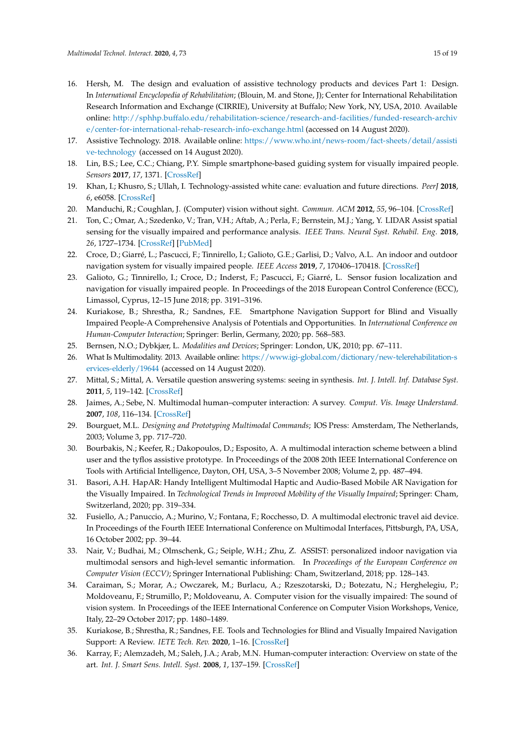16. Hersh, M. The design and evaluation of assistive technology products and devices Part 1: Design. In *International Encyclopedia of Rehabilitation*; (Blouin, M. and Stone, J); Center for International Rehabilitation Research Information and Exchange (CIRRIE), University at Buffalo; New York, NY, USA, 2010. Available online: http://sphhp.buffalo.edu/rehabilitation-science/research-and-facilities/funded-research-archive/center-for-international-rehab-research-info-exchange.html (accessed on 14 August 2020).
17. Assistive Technology. 2018. Available online: https://www.who.int/news-room/fact-sheets/detail/assistive-technology (accessed on 14 August 2020).
18. Lin, B.S.; Lee, C.C.; Chiang, P.Y. Simple smartphone-based guiding system for visually impaired people. *Sensors* **2017**, *17*, 1371. [CrossRef]
19. Khan, I.; Khusro, S.; Ullah, I. Technology-assisted white cane: evaluation and future directions. *PeerJ* **2018**, *6*, e6058. [CrossRef]
20. Manduchi, R.; Coughlan, J. (Computer) vision without sight. *Commun. ACM* **2012**, *55*, 96–104. [CrossRef]
21. Ton, C.; Omar, A.; Szedenko, V.; Tran, V.H.; Aftab, A.; Perla, F.; Bernstein, M.J.; Yang, Y. LIDAR Assist spatial sensing for the visually impaired and performance analysis. *IEEE Trans. Neural Syst. Rehabil. Eng.* **2018**, *26*, 1727–1734. [CrossRef] [PubMed]
22. Croce, D.; Giarré, L.; Pascucci, F.; Tinnirello, I.; Galioto, G.E.; Garlisi, D.; Valvo, A.L. An indoor and outdoor navigation system for visually impaired people. *IEEE Access* **2019**, *7*, 170406–170418. [CrossRef]
23. Galioto, G.; Tinnirello, I.; Croce, D.; Inderst, F.; Pascucci, F.; Giarré, L. Sensor fusion localization and navigation for visually impaired people. In Proceedings of the 2018 European Control Conference (ECC), Limassol, Cyprus, 12–15 June 2018; pp. 3191–3196.
24. Kuriakose, B.; Shrestha, R.; Sandnes, F.E. Smartphone Navigation Support for Blind and Visually Impaired People-A Comprehensive Analysis of Potentials and Opportunities. In *International Conference on Human-Computer Interaction*; Springer: Berlin, Germany, 2020; pp. 568–583.
25. Bernsen, N.O.; Dybkjær, L. *Modalities and Devices*; Springer: London, UK, 2010; pp. 67–111.
26. What Is Multimodality. 2013. Available online: https://www.igi-global.com/dictionary/new-telerehabilitation-services-elderly/19644 (accessed on 14 August 2020).
27. Mittal, S.; Mittal, A. Versatile question answering systems: seeing in synthesis. *Int. J. Intell. Inf. Database Syst.* **2011**, *5*, 119–142. [CrossRef]
28. Jaimes, A.; Sebe, N. Multimodal human–computer interaction: A survey. *Comput. Vis. Image Understand.* **2007**, *108*, 116–134. [CrossRef]
29. Bourguet, M.L. *Designing and Prototyping Multimodal Commands*; IOS Press: Amsterdam, The Netherlands, 2003; Volume 3, pp. 717–720.
30. Bourbakis, N.; Keefer, R.; Dakopoulos, D.; Esposito, A. A multimodal interaction scheme between a blind user and the tyflos assistive prototype. In Proceedings of the 2008 20th IEEE International Conference on Tools with Artificial Intelligence, Dayton, OH, USA, 3–5 November 2008; Volume 2, pp. 487–494.
31. Basori, A.H. HapAR: Handy Intelligent Multimodal Haptic and Audio-Based Mobile AR Navigation for the Visually Impaired. In *Technological Trends in Improved Mobility of the Visually Impaired*; Springer: Cham, Switzerland, 2020; pp. 319–334.
32. Fusiello, A.; Panuccio, A.; Murino, V.; Fontana, F.; Rocchesso, D. A multimodal electronic travel aid device. In Proceedings of the Fourth IEEE International Conference on Multimodal Interfaces, Pittsburgh, PA, USA, 16 October 2002; pp. 39–44.
33. Nair, V.; Budhai, M.; Olmschenk, G.; Seiple, W.H.; Zhu, Z. ASSIST: personalized indoor navigation via multimodal sensors and high-level semantic information. In *Proceedings of the European Conference on Computer Vision (ECCV)*; Springer International Publishing: Cham, Switzerland, 2018; pp. 128–143.
34. Caraiman, S.; Morar, A.; Owczarek, M.; Burlacu, A.; Rzeszotarski, D.; Botezatu, N.; Herghelegiu, P.; Moldoveanu, F.; Strumillo, P.; Moldoveanu, A. Computer vision for the visually impaired: The sound of vision system. In Proceedings of the IEEE International Conference on Computer Vision Workshops, Venice, Italy, 22–29 October 2017; pp. 1480–1489.
35. Kuriakose, B.; Shrestha, R.; Sandnes, F.E. Tools and Technologies for Blind and Visually Impaired Navigation Support: A Review. *IETE Tech. Rev.* **2020**, 1–16. [CrossRef]
36. Karray, F.; Alemzadeh, M.; Saleh, J.A.; Arab, M.N. Human-computer interaction: Overview on state of the art. *Int. J. Smart Sens. Intell. Syst.* **2008**, *1*, 137–159. [CrossRef]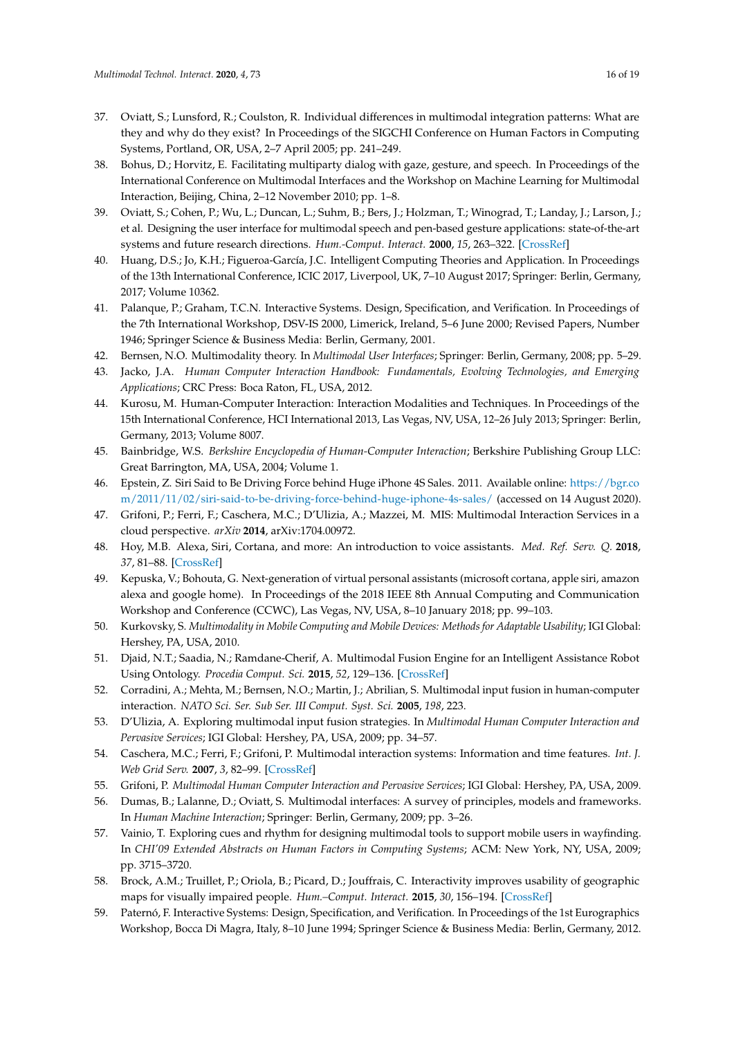37. Oviatt, S.; Lunsford, R.; Coulston, R. Individual differences in multimodal integration patterns: What are they and why do they exist? In Proceedings of the SIGCHI Conference on Human Factors in Computing Systems, Portland, OR, USA, 2–7 April 2005; pp. 241–249.
38. Bohus, D.; Horvitz, E. Facilitating multiparty dialog with gaze, gesture, and speech. In Proceedings of the International Conference on Multimodal Interfaces and the Workshop on Machine Learning for Multimodal Interaction, Beijing, China, 2–12 November 2010; pp. 1–8.
39. Oviatt, S.; Cohen, P.; Wu, L.; Duncan, L.; Suhm, B.; Bers, J.; Holzman, T.; Winograd, T.; Landay, J.; Larson, J.; et al. Designing the user interface for multimodal speech and pen-based gesture applications: state-of-the-art systems and future research directions. *Hum.-Comput. Interact.* **2000**, *15*, 263–322. [CrossRef]
40. Huang, D.S.; Jo, K.H.; Figueroa-García, J.C. Intelligent Computing Theories and Application. In Proceedings of the 13th International Conference, ICIC 2017, Liverpool, UK, 7–10 August 2017; Springer: Berlin, Germany, 2017; Volume 10362.
41. Palanque, P.; Graham, T.C.N. Interactive Systems. Design, Specification, and Verification. In Proceedings of the 7th International Workshop, DSV-IS 2000, Limerick, Ireland, 5–6 June 2000; Revised Papers, Number 1946; Springer Science & Business Media: Berlin, Germany, 2001.
42. Bernsen, N.O. Multimodality theory. In *Multimodal User Interfaces*; Springer: Berlin, Germany, 2008; pp. 5–29.
43. Jacko, J.A. *Human Computer Interaction Handbook: Fundamentals, Evolving Technologies, and Emerging Applications*; CRC Press: Boca Raton, FL, USA, 2012.
44. Kurosu, M. Human-Computer Interaction: Interaction Modalities and Techniques. In Proceedings of the 15th International Conference, HCI International 2013, Las Vegas, NV, USA, 12–26 July 2013; Springer: Berlin, Germany, 2013; Volume 8007.
45. Bainbridge, W.S. *Berkshire Encyclopedia of Human-Computer Interaction*; Berkshire Publishing Group LLC: Great Barrington, MA, USA, 2004; Volume 1.
46. Epstein, Z. Siri Said to Be Driving Force behind Huge iPhone 4S Sales. 2011. Available online: https://bgr.com/2011/11/02/siri-said-to-be-driving-force-behind-huge-iphone-4s-sales/ (accessed on 14 August 2020).
47. Grifoni, P.; Ferri, F.; Caschera, M.C.; D'Ulizia, A.; Mazzei, M. MIS: Multimodal Interaction Services in a cloud perspective. *arXiv* **2014**, arXiv:1704.00972.
48. Hoy, M.B. Alexa, Siri, Cortana, and more: An introduction to voice assistants. *Med. Ref. Serv. Q.* **2018**, *37*, 81–88. [CrossRef]
49. Kepuska, V.; Bohouta, G. Next-generation of virtual personal assistants (microsoft cortana, apple siri, amazon alexa and google home). In Proceedings of the 2018 IEEE 8th Annual Computing and Communication Workshop and Conference (CCWC), Las Vegas, NV, USA, 8–10 January 2018; pp. 99–103.
50. Kurkovsky, S. *Multimodality in Mobile Computing and Mobile Devices: Methods for Adaptable Usability*; IGI Global: Hershey, PA, USA, 2010.
51. Djaid, N.T.; Saadia, N.; Ramdane-Cherif, A. Multimodal Fusion Engine for an Intelligent Assistance Robot Using Ontology. *Procedia Comput. Sci.* **2015**, *52*, 129–136. [CrossRef]
52. Corradini, A.; Mehta, M.; Bernsen, N.O.; Martin, J.; Abrilian, S. Multimodal input fusion in human-computer interaction. *NATO Sci. Ser. Sub Ser. III Comput. Syst. Sci.* **2005**, *198*, 223.
53. D'Ulizia, A. Exploring multimodal input fusion strategies. In *Multimodal Human Computer Interaction and Pervasive Services*; IGI Global: Hershey, PA, USA, 2009; pp. 34–57.
54. Caschera, M.C.; Ferri, F.; Grifoni, P. Multimodal interaction systems: Information and time features. *Int. J. Web Grid Serv.* **2007**, *3*, 82–99. [CrossRef]
55. Grifoni, P. *Multimodal Human Computer Interaction and Pervasive Services*; IGI Global: Hershey, PA, USA, 2009.
56. Dumas, B.; Lalanne, D.; Oviatt, S. Multimodal interfaces: A survey of principles, models and frameworks. In *Human Machine Interaction*; Springer: Berlin, Germany, 2009; pp. 3–26.
57. Vainio, T. Exploring cues and rhythm for designing multimodal tools to support mobile users in wayfinding. In *CHI'09 Extended Abstracts on Human Factors in Computing Systems*; ACM: New York, NY, USA, 2009; pp. 3715–3720.
58. Brock, A.M.; Truillet, P.; Oriola, B.; Picard, D.; Jouffrais, C. Interactivity improves usability of geographic maps for visually impaired people. *Hum.–Comput. Interact.* **2015**, *30*, 156–194. [CrossRef]
59. Paternó, F. Interactive Systems: Design, Specification, and Verification. In Proceedings of the 1st Eurographics Workshop, Bocca Di Magra, Italy, 8–10 June 1994; Springer Science & Business Media: Berlin, Germany, 2012.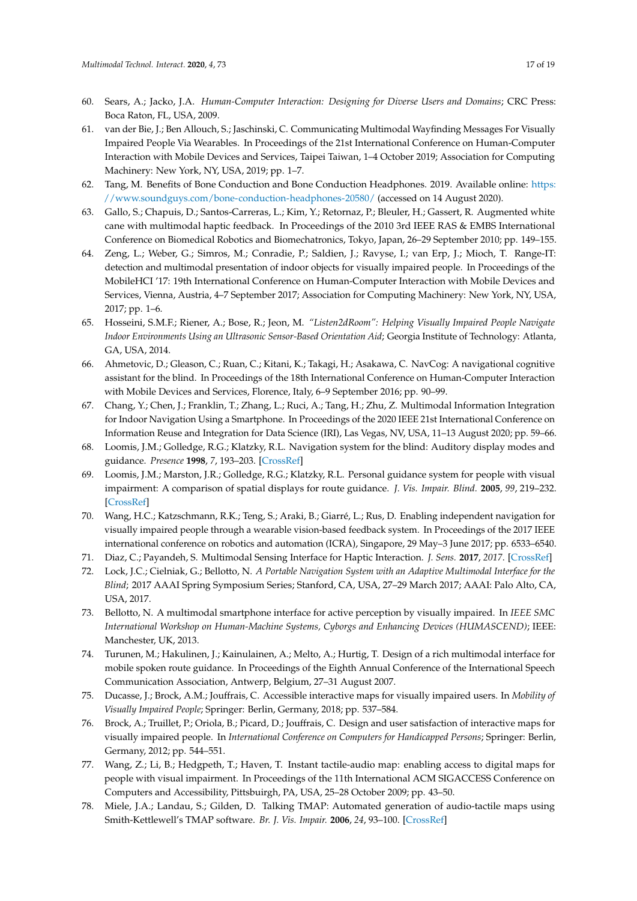60. Sears, A.; Jacko, J.A. *Human-Computer Interaction: Designing for Diverse Users and Domains*; CRC Press: Boca Raton, FL, USA, 2009.
61. van der Bie, J.; Ben Allouch, S.; Jaschinski, C. Communicating Multimodal Wayfinding Messages For Visually Impaired People Via Wearables. In Proceedings of the 21st International Conference on Human-Computer Interaction with Mobile Devices and Services, Taipei Taiwan, 1–4 October 2019; Association for Computing Machinery: New York, NY, USA, 2019; pp. 1–7.
62. Tang, M. Benefits of Bone Conduction and Bone Conduction Headphones. 2019. Available online: https://www.soundguys.com/bone-conduction-headphones-20580/ (accessed on 14 August 2020).
63. Gallo, S.; Chapuis, D.; Santos-Carreras, L.; Kim, Y.; Retornaz, P.; Bleuler, H.; Gassert, R. Augmented white cane with multimodal haptic feedback. In Proceedings of the 2010 3rd IEEE RAS & EMBS International Conference on Biomedical Robotics and Biomechatronics, Tokyo, Japan, 26–29 September 2010; pp. 149–155.
64. Zeng, L.; Weber, G.; Simros, M.; Conradie, P.; Saldien, J.; Ravyse, I.; van Erp, J.; Mioch, T. Range-IT: detection and multimodal presentation of indoor objects for visually impaired people. In Proceedings of the MobileHCI '17: 19th International Conference on Human-Computer Interaction with Mobile Devices and Services, Vienna, Austria, 4–7 September 2017; Association for Computing Machinery: New York, NY, USA, 2017; pp. 1–6.
65. Hosseini, S.M.F.; Riener, A.; Bose, R.; Jeon, M. *"Listen2dRoom": Helping Visually Impaired People Navigate Indoor Environments Using an Ultrasonic Sensor-Based Orientation Aid*; Georgia Institute of Technology: Atlanta, GA, USA, 2014.
66. Ahmetovic, D.; Gleason, C.; Ruan, C.; Kitani, K.; Takagi, H.; Asakawa, C. NavCog: A navigational cognitive assistant for the blind. In Proceedings of the 18th International Conference on Human-Computer Interaction with Mobile Devices and Services, Florence, Italy, 6–9 September 2016; pp. 90–99.
67. Chang, Y.; Chen, J.; Franklin, T.; Zhang, L.; Ruci, A.; Tang, H.; Zhu, Z. Multimodal Information Integration for Indoor Navigation Using a Smartphone. In Proceedings of the 2020 IEEE 21st International Conference on Information Reuse and Integration for Data Science (IRI), Las Vegas, NV, USA, 11–13 August 2020; pp. 59–66.
68. Loomis, J.M.; Golledge, R.G.; Klatzky, R.L. Navigation system for the blind: Auditory display modes and guidance. *Presence* **1998**, *7*, 193–203. [CrossRef]
69. Loomis, J.M.; Marston, J.R.; Golledge, R.G.; Klatzky, R.L. Personal guidance system for people with visual impairment: A comparison of spatial displays for route guidance. *J. Vis. Impair. Blind.* **2005**, *99*, 219–232. [CrossRef]
70. Wang, H.C.; Katzschmann, R.K.; Teng, S.; Araki, B.; Giarré, L.; Rus, D. Enabling independent navigation for visually impaired people through a wearable vision-based feedback system. In Proceedings of the 2017 IEEE international conference on robotics and automation (ICRA), Singapore, 29 May–3 June 2017; pp. 6533–6540.
71. Diaz, C.; Payandeh, S. Multimodal Sensing Interface for Haptic Interaction. *J. Sens.* **2017**, *2017*. [CrossRef]
72. Lock, J.C.; Cielniak, G.; Bellotto, N. *A Portable Navigation System with an Adaptive Multimodal Interface for the Blind*; 2017 AAAI Spring Symposium Series; Stanford, CA, USA, 27–29 March 2017; AAAI: Palo Alto, CA, USA, 2017.
73. Bellotto, N. A multimodal smartphone interface for active perception by visually impaired. In *IEEE SMC International Workshop on Human-Machine Systems, Cyborgs and Enhancing Devices (HUMASCEND)*; IEEE: Manchester, UK, 2013.
74. Turunen, M.; Hakulinen, J.; Kainulainen, A.; Melto, A.; Hurtig, T. Design of a rich multimodal interface for mobile spoken route guidance. In Proceedings of the Eighth Annual Conference of the International Speech Communication Association, Antwerp, Belgium, 27–31 August 2007.
75. Ducasse, J.; Brock, A.M.; Jouffrais, C. Accessible interactive maps for visually impaired users. In *Mobility of Visually Impaired People*; Springer: Berlin, Germany, 2018; pp. 537–584.
76. Brock, A.; Truillet, P.; Oriola, B.; Picard, D.; Jouffrais, C. Design and user satisfaction of interactive maps for visually impaired people. In *International Conference on Computers for Handicapped Persons*; Springer: Berlin, Germany, 2012; pp. 544–551.
77. Wang, Z.; Li, B.; Hedgpeth, T.; Haven, T. Instant tactile-audio map: enabling access to digital maps for people with visual impairment. In Proceedings of the 11th International ACM SIGACCESS Conference on Computers and Accessibility, Pittsbuirgh, PA, USA, 25–28 October 2009; pp. 43–50.
78. Miele, J.A.; Landau, S.; Gilden, D. Talking TMAP: Automated generation of audio-tactile maps using Smith-Kettlewell's TMAP software. *Br. J. Vis. Impair.* **2006**, *24*, 93–100. [CrossRef]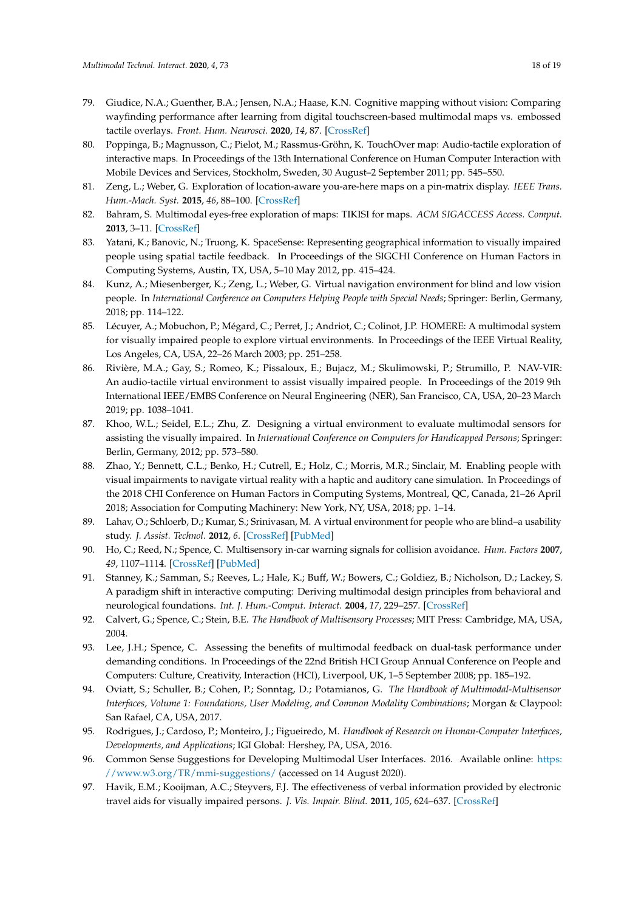79. Giudice, N.A.; Guenther, B.A.; Jensen, N.A.; Haase, K.N. Cognitive mapping without vision: Comparing wayfinding performance after learning from digital touchscreen-based multimodal maps vs. embossed tactile overlays. *Front. Hum. Neurosci.* **2020**, *14*, 87. [CrossRef]
80. Poppinga, B.; Magnusson, C.; Pielot, M.; Rassmus-Gröhn, K. TouchOver map: Audio-tactile exploration of interactive maps. In Proceedings of the 13th International Conference on Human Computer Interaction with Mobile Devices and Services, Stockholm, Sweden, 30 August–2 September 2011; pp. 545–550.
81. Zeng, L.; Weber, G. Exploration of location-aware you-are-here maps on a pin-matrix display. *IEEE Trans. Hum.-Mach. Syst.* **2015**, *46*, 88–100. [CrossRef]
82. Bahram, S. Multimodal eyes-free exploration of maps: TIKISI for maps. *ACM SIGACCESS Access. Comput.* **2013**, 3–11. [CrossRef]
83. Yatani, K.; Banovic, N.; Truong, K. SpaceSense: Representing geographical information to visually impaired people using spatial tactile feedback. In Proceedings of the SIGCHI Conference on Human Factors in Computing Systems, Austin, TX, USA, 5–10 May 2012, pp. 415–424.
84. Kunz, A.; Miesenberger, K.; Zeng, L.; Weber, G. Virtual navigation environment for blind and low vision people. In *International Conference on Computers Helping People with Special Needs*; Springer: Berlin, Germany, 2018; pp. 114–122.
85. Lécuyer, A.; Mobuchon, P.; Mégard, C.; Perret, J.; Andriot, C.; Colinot, J.P. HOMERE: A multimodal system for visually impaired people to explore virtual environments. In Proceedings of the IEEE Virtual Reality, Los Angeles, CA, USA, 22–26 March 2003; pp. 251–258.
86. Rivière, M.A.; Gay, S.; Romeo, K.; Pissaloux, E.; Bujacz, M.; Skulimowski, P.; Strumillo, P. NAV-VIR: An audio-tactile virtual environment to assist visually impaired people. In Proceedings of the 2019 9th International IEEE/EMBS Conference on Neural Engineering (NER), San Francisco, CA, USA, 20–23 March 2019; pp. 1038–1041.
87. Khoo, W.L.; Seidel, E.L.; Zhu, Z. Designing a virtual environment to evaluate multimodal sensors for assisting the visually impaired. In *International Conference on Computers for Handicapped Persons*; Springer: Berlin, Germany, 2012; pp. 573–580.
88. Zhao, Y.; Bennett, C.L.; Benko, H.; Cutrell, E.; Holz, C.; Morris, M.R.; Sinclair, M. Enabling people with visual impairments to navigate virtual reality with a haptic and auditory cane simulation. In Proceedings of the 2018 CHI Conference on Human Factors in Computing Systems, Montreal, QC, Canada, 21–26 April 2018; Association for Computing Machinery: New York, NY, USA, 2018; pp. 1–14.
89. Lahav, O.; Schloerb, D.; Kumar, S.; Srinivasan, M. A virtual environment for people who are blind–a usability study. *J. Assist. Technol.* **2012**, *6*. [CrossRef] [PubMed]
90. Ho, C.; Reed, N.; Spence, C. Multisensory in-car warning signals for collision avoidance. *Hum. Factors* **2007**, *49*, 1107–1114. [CrossRef] [PubMed]
91. Stanney, K.; Samman, S.; Reeves, L.; Hale, K.; Buff, W.; Bowers, C.; Goldiez, B.; Nicholson, D.; Lackey, S. A paradigm shift in interactive computing: Deriving multimodal design principles from behavioral and neurological foundations. *Int. J. Hum.-Comput. Interact.* **2004**, *17*, 229–257. [CrossRef]
92. Calvert, G.; Spence, C.; Stein, B.E. *The Handbook of Multisensory Processes*; MIT Press: Cambridge, MA, USA, 2004.
93. Lee, J.H.; Spence, C. Assessing the benefits of multimodal feedback on dual-task performance under demanding conditions. In Proceedings of the 22nd British HCI Group Annual Conference on People and Computers: Culture, Creativity, Interaction (HCI), Liverpool, UK, 1–5 September 2008; pp. 185–192.
94. Oviatt, S.; Schuller, B.; Cohen, P.; Sonntag, D.; Potamianos, G. *The Handbook of Multimodal-Multisensor Interfaces, Volume 1: Foundations, User Modeling, and Common Modality Combinations*; Morgan & Claypool: San Rafael, CA, USA, 2017.
95. Rodrigues, J.; Cardoso, P.; Monteiro, J.; Figueiredo, M. *Handbook of Research on Human-Computer Interfaces, Developments, and Applications*; IGI Global: Hershey, PA, USA, 2016.
96. Common Sense Suggestions for Developing Multimodal User Interfaces. 2016. Available online: https://www.w3.org/TR/mmi-suggestions/ (accessed on 14 August 2020).
97. Havik, E.M.; Kooijman, A.C.; Steyvers, F.J. The effectiveness of verbal information provided by electronic travel aids for visually impaired persons. *J. Vis. Impair. Blind.* **2011**, *105*, 624–637. [CrossRef]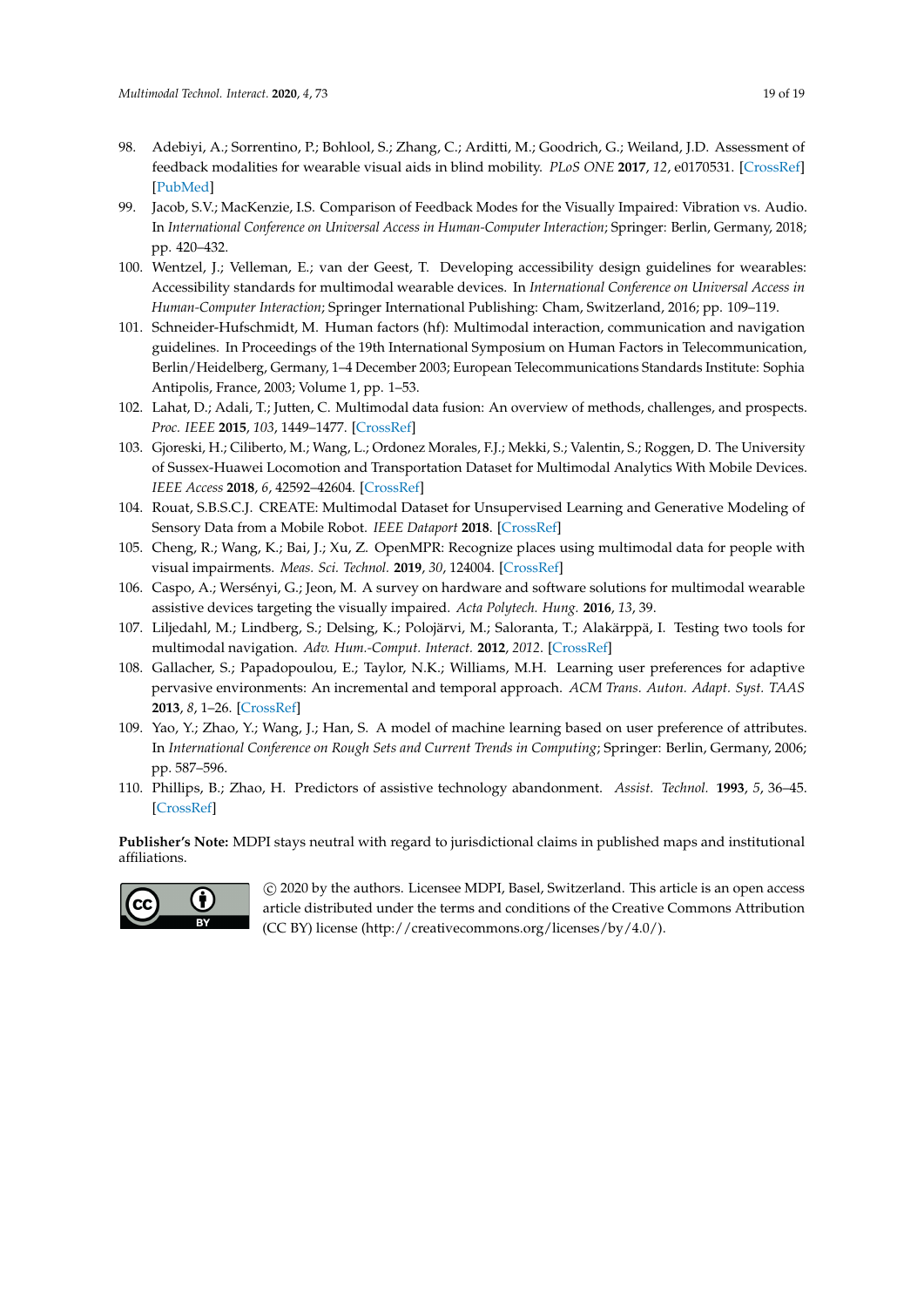98. Adebiyi, A.; Sorrentino, P.; Bohlool, S.; Zhang, C.; Arditti, M.; Goodrich, G.; Weiland, J.D. Assessment of feedback modalities for wearable visual aids in blind mobility. *PLoS ONE* **2017**, *12*, e0170531. [CrossRef] [PubMed]
99. Jacob, S.V.; MacKenzie, I.S. Comparison of Feedback Modes for the Visually Impaired: Vibration vs. Audio. In *International Conference on Universal Access in Human-Computer Interaction*; Springer: Berlin, Germany, 2018; pp. 420–432.
100. Wentzel, J.; Velleman, E.; van der Geest, T. Developing accessibility design guidelines for wearables: Accessibility standards for multimodal wearable devices. In *International Conference on Universal Access in Human-Computer Interaction*; Springer International Publishing: Cham, Switzerland, 2016; pp. 109–119.
101. Schneider-Hufschmidt, M. Human factors (hf): Multimodal interaction, communication and navigation guidelines. In Proceedings of the 19th International Symposium on Human Factors in Telecommunication, Berlin/Heidelberg, Germany, 1–4 December 2003; European Telecommunications Standards Institute: Sophia Antipolis, France, 2003; Volume 1, pp. 1–53.
102. Lahat, D.; Adali, T.; Jutten, C. Multimodal data fusion: An overview of methods, challenges, and prospects. *Proc. IEEE* **2015**, *103*, 1449–1477. [CrossRef]
103. Gjoreski, H.; Ciliberto, M.; Wang, L.; Ordonez Morales, F.J.; Mekki, S.; Valentin, S.; Roggen, D. The University of Sussex-Huawei Locomotion and Transportation Dataset for Multimodal Analytics With Mobile Devices. *IEEE Access* **2018**, *6*, 42592–42604. [CrossRef]
104. Rouat, S.B.S.C.J. CREATE: Multimodal Dataset for Unsupervised Learning and Generative Modeling of Sensory Data from a Mobile Robot. *IEEE Dataport* **2018**. [CrossRef]
105. Cheng, R.; Wang, K.; Bai, J.; Xu, Z. OpenMPR: Recognize places using multimodal data for people with visual impairments. *Meas. Sci. Technol.* **2019**, *30*, 124004. [CrossRef]
106. Caspo, A.; Wersényi, G.; Jeon, M. A survey on hardware and software solutions for multimodal wearable assistive devices targeting the visually impaired. *Acta Polytech. Hung.* **2016**, *13*, 39.
107. Liljedahl, M.; Lindberg, S.; Delsing, K.; Polojärvi, M.; Saloranta, T.; Alakärppä, I. Testing two tools for multimodal navigation. *Adv. Hum.-Comput. Interact.* **2012**, *2012*. [CrossRef]
108. Gallacher, S.; Papadopoulou, E.; Taylor, N.K.; Williams, M.H. Learning user preferences for adaptive pervasive environments: An incremental and temporal approach. *ACM Trans. Auton. Adapt. Syst. TAAS* **2013**, *8*, 1–26. [CrossRef]
109. Yao, Y.; Zhao, Y.; Wang, J.; Han, S. A model of machine learning based on user preference of attributes. In *International Conference on Rough Sets and Current Trends in Computing*; Springer: Berlin, Germany, 2006; pp. 587–596.
110. Phillips, B.; Zhao, H. Predictors of assistive technology abandonment. *Assist. Technol.* **1993**, *5*, 36–45. [CrossRef]

**Publisher's Note:** MDPI stays neutral with regard to jurisdictional claims in published maps and institutional affiliations.

© 2020 by the authors. Licensee MDPI, Basel, Switzerland. This article is an open access article distributed under the terms and conditions of the Creative Commons Attribution (CC BY) license (http://creativecommons.org/licenses/by/4.0/).